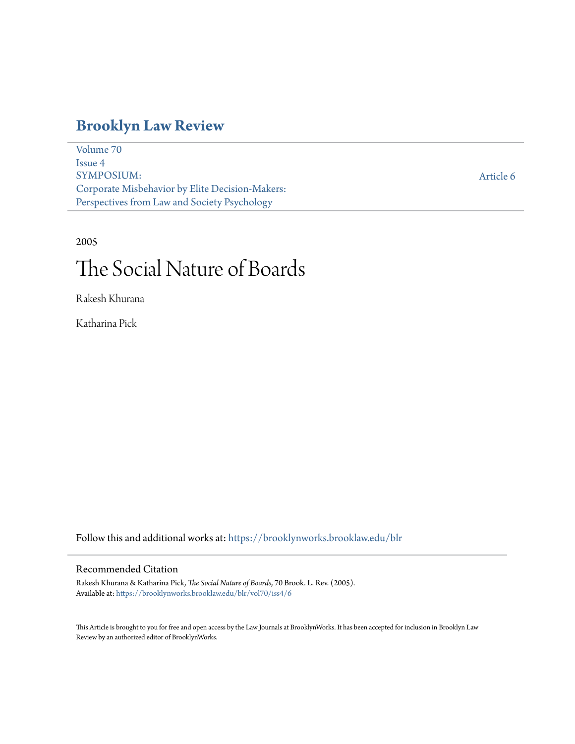# Brooklyn Law Review

Volume 70
Issue 4
SYMPOSIUM:
Corporate Misbehavior by Elite Decision-Makers:
Perspectives from Law and Society Psychology

Article 6

2005

## The Social Nature of Boards

Rakesh Khurana

Katharina Pick

Follow this and additional works at: https://brooklynworks.brooklaw.edu/blr

### Recommended Citation

Rakesh Khurana & Katharina Pick, *The Social Nature of Boards*, 70 Brook. L. Rev. (2005).
Available at: https://brooklynworks.brooklaw.edu/blr/vol70/iss4/6

This Article is brought to you for free and open access by the Law Journals at BrooklynWorks. It has been accepted for inclusion in Brooklyn Law Review by an authorized editor of BrooklynWorks.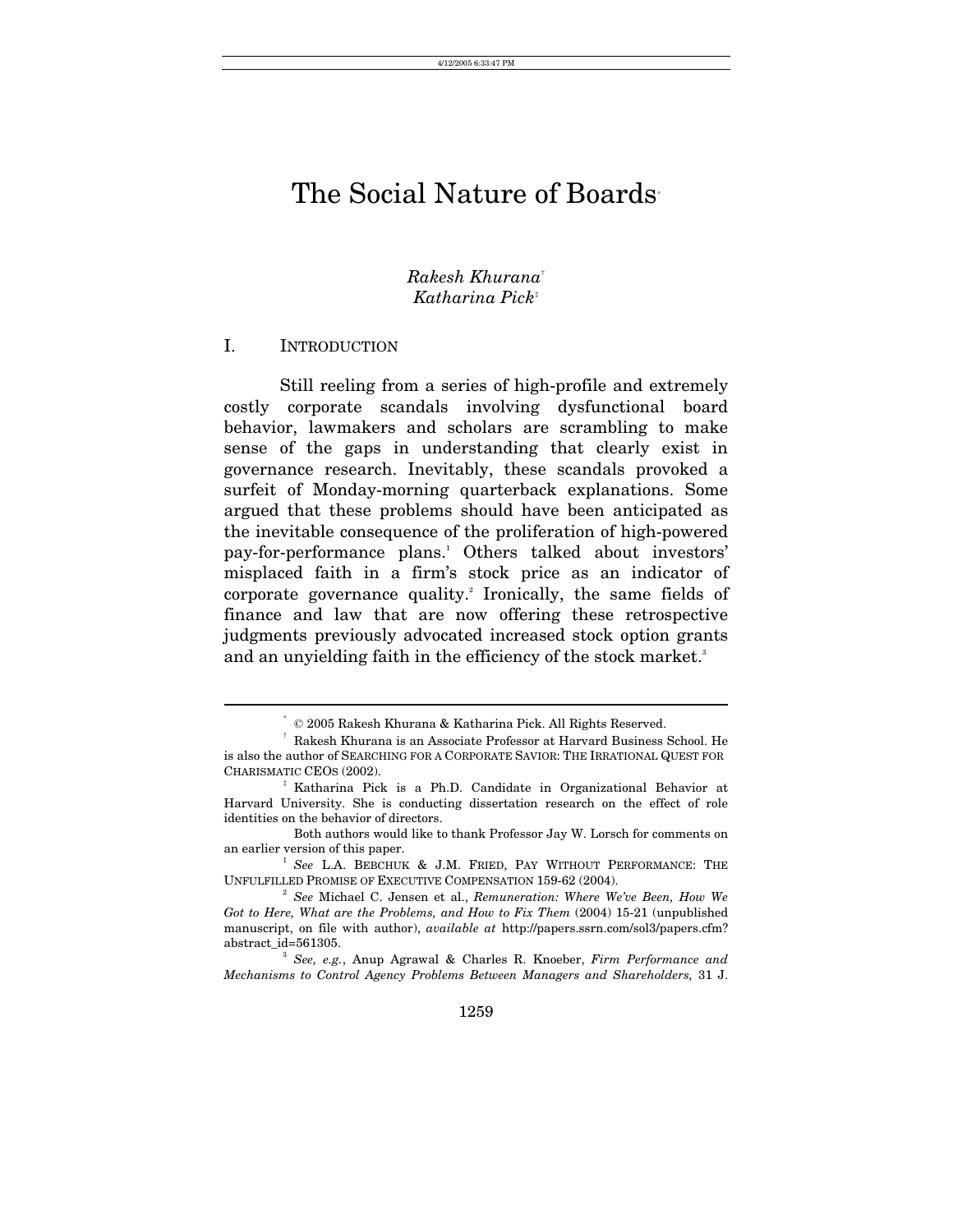# The Social Nature of Boards[*]

*Rakesh Khurana*[†]
*Katharina Pick*[‡]

## I. INTRODUCTION

Still reeling from a series of high-profile and extremely costly corporate scandals involving dysfunctional board behavior, lawmakers and scholars are scrambling to make sense of the gaps in understanding that clearly exist in governance research. Inevitably, these scandals provoked a surfeit of Monday-morning quarterback explanations. Some argued that these problems should have been anticipated as the inevitable consequence of the proliferation of high-powered pay-for-performance plans.[1] Others talked about investors' misplaced faith in a firm's stock price as an indicator of corporate governance quality.[2] Ironically, the same fields of finance and law that are now offering these retrospective judgments previously advocated increased stock option grants and an unyielding faith in the efficiency of the stock market.[3]

---

[*] © 2005 Rakesh Khurana & Katharina Pick. All Rights Reserved.

[†] Rakesh Khurana is an Associate Professor at Harvard Business School. He is also the author of SEARCHING FOR A CORPORATE SAVIOR: THE IRRATIONAL QUEST FOR CHARISMATIC CEOS (2002).

[‡] Katharina Pick is a Ph.D. Candidate in Organizational Behavior at Harvard University. She is conducting dissertation research on the effect of role identities on the behavior of directors.

Both authors would like to thank Professor Jay W. Lorsch for comments on an earlier version of this paper.

[1] *See* L.A. BEBCHUK & J.M. FRIED, PAY WITHOUT PERFORMANCE: THE UNFULFILLED PROMISE OF EXECUTIVE COMPENSATION 159-62 (2004).

[2] *See* Michael C. Jensen et al., *Remuneration: Where We've Been, How We Got to Here, What are the Problems, and How to Fix Them* (2004) 15-21 (unpublished manuscript, on file with author), *available at* http://papers.ssrn.com/sol3/papers.cfm?abstract_id=561305.

[3] *See, e.g.*, Anup Agrawal & Charles R. Knoeber, *Firm Performance and Mechanisms to Control Agency Problems Between Managers and Shareholders,* 31 J.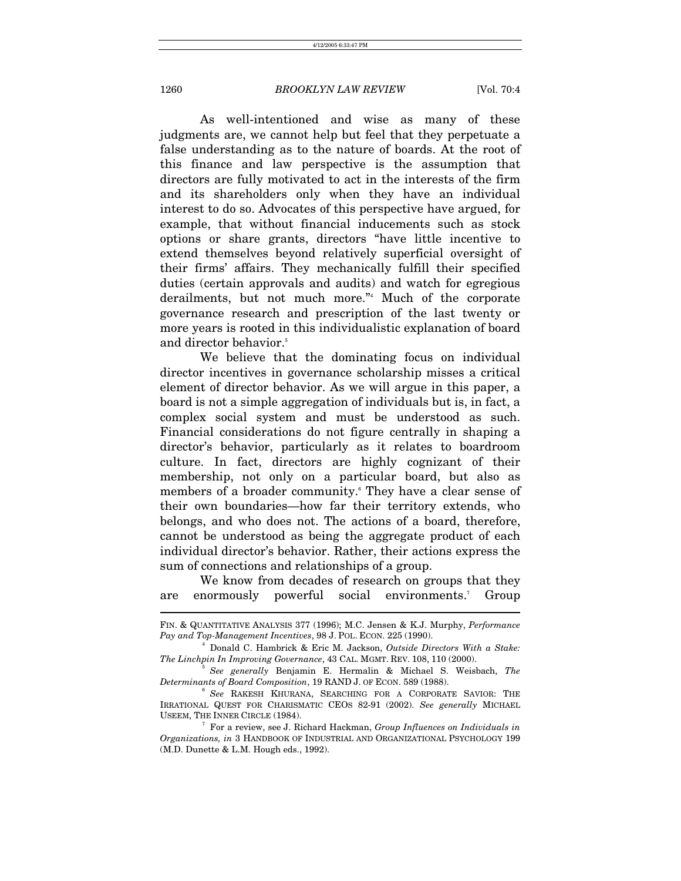As well-intentioned and wise as many of these judgments are, we cannot help but feel that they perpetuate a false understanding as to the nature of boards. At the root of this finance and law perspective is the assumption that directors are fully motivated to act in the interests of the firm and its shareholders only when they have an individual interest to do so. Advocates of this perspective have argued, for example, that without financial inducements such as stock options or share grants, directors "have little incentive to extend themselves beyond relatively superficial oversight of their firms' affairs. They mechanically fulfill their specified duties (certain approvals and audits) and watch for egregious derailments, but not much more."[4] Much of the corporate governance research and prescription of the last twenty or more years is rooted in this individualistic explanation of board and director behavior.[5]

We believe that the dominating focus on individual director incentives in governance scholarship misses a critical element of director behavior. As we will argue in this paper, a board is not a simple aggregation of individuals but is, in fact, a complex social system and must be understood as such. Financial considerations do not figure centrally in shaping a director's behavior, particularly as it relates to boardroom culture. In fact, directors are highly cognizant of their membership, not only on a particular board, but also as members of a broader community.[6] They have a clear sense of their own boundaries—how far their territory extends, who belongs, and who does not. The actions of a board, therefore, cannot be understood as being the aggregate product of each individual director's behavior. Rather, their actions express the sum of connections and relationships of a group.

We know from decades of research on groups that they are enormously powerful social environments.[7] Group

---

FIN. & QUANTITATIVE ANALYSIS 377 (1996); M.C. Jensen & K.J. Murphy, *Performance Pay and Top-Management Incentives*, 98 J. POL. ECON. 225 (1990).

[4] Donald C. Hambrick & Eric M. Jackson, *Outside Directors With a Stake: The Linchpin In Improving Governance*, 43 CAL. MGMT. REV. 108, 110 (2000).

[5] *See generally* Benjamin E. Hermalin & Michael S. Weisbach, *The Determinants of Board Composition*, 19 RAND J. OF ECON. 589 (1988).

[6] *See* RAKESH KHURANA, SEARCHING FOR A CORPORATE SAVIOR: THE IRRATIONAL QUEST FOR CHARISMATIC CEOS 82-91 (2002). *See generally* MICHAEL USEEM, THE INNER CIRCLE (1984).

[7] For a review, see J. Richard Hackman, *Group Influences on Individuals in Organizations, in* 3 HANDBOOK OF INDUSTRIAL AND ORGANIZATIONAL PSYCHOLOGY 199 (M.D. Dunette & L.M. Hough eds., 1992).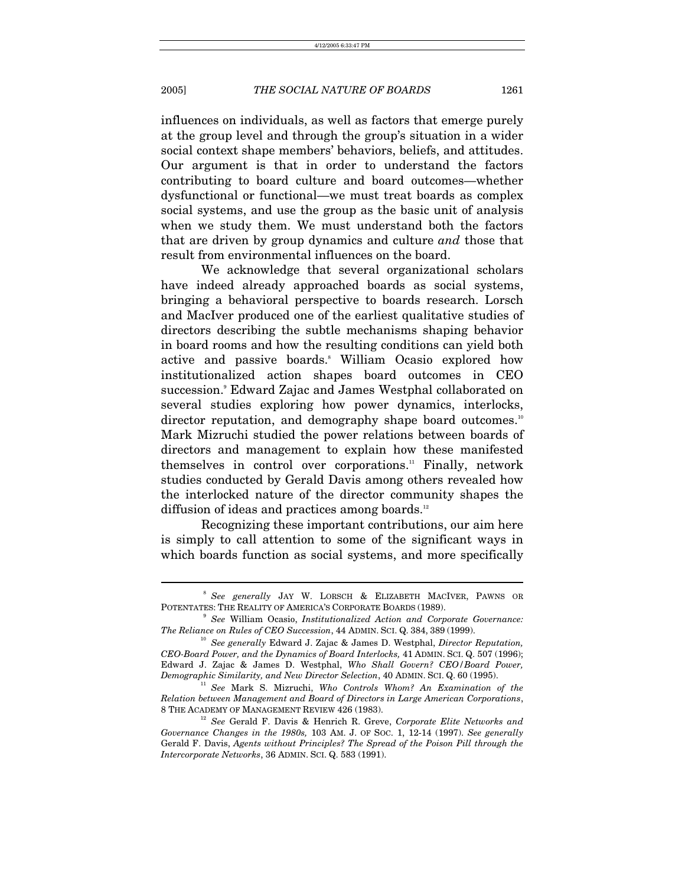influences on individuals, as well as factors that emerge purely at the group level and through the group's situation in a wider social context shape members' behaviors, beliefs, and attitudes. Our argument is that in order to understand the factors contributing to board culture and board outcomes—whether dysfunctional or functional—we must treat boards as complex social systems, and use the group as the basic unit of analysis when we study them. We must understand both the factors that are driven by group dynamics and culture *and* those that result from environmental influences on the board.

We acknowledge that several organizational scholars have indeed already approached boards as social systems, bringing a behavioral perspective to boards research. Lorsch and MacIver produced one of the earliest qualitative studies of directors describing the subtle mechanisms shaping behavior in board rooms and how the resulting conditions can yield both active and passive boards.[8] William Ocasio explored how institutionalized action shapes board outcomes in CEO succession.[9] Edward Zajac and James Westphal collaborated on several studies exploring how power dynamics, interlocks, director reputation, and demography shape board outcomes.[10] Mark Mizruchi studied the power relations between boards of directors and management to explain how these manifested themselves in control over corporations.[11] Finally, network studies conducted by Gerald Davis among others revealed how the interlocked nature of the director community shapes the diffusion of ideas and practices among boards.[12]

Recognizing these important contributions, our aim here is simply to call attention to some of the significant ways in which boards function as social systems, and more specifically

---

[8] *See generally* JAY W. LORSCH & ELIZABETH MACIVER, PAWNS OR POTENTATES: THE REALITY OF AMERICA'S CORPORATE BOARDS (1989).

[9] *See* William Ocasio, *Institutionalized Action and Corporate Governance: The Reliance on Rules of CEO Succession*, 44 ADMIN. SCI. Q. 384, 389 (1999).

[10] *See generally* Edward J. Zajac & James D. Westphal, *Director Reputation, CEO-Board Power, and the Dynamics of Board Interlocks,* 41 ADMIN. SCI. Q. 507 (1996); Edward J. Zajac & James D. Westphal, *Who Shall Govern? CEO/Board Power, Demographic Similarity, and New Director Selection*, 40 ADMIN. SCI. Q. 60 (1995).

[11] *See* Mark S. Mizruchi, *Who Controls Whom? An Examination of the Relation between Management and Board of Directors in Large American Corporations*, 8 THE ACADEMY OF MANAGEMENT REVIEW 426 (1983).

[12] *See* Gerald F. Davis & Henrich R. Greve, *Corporate Elite Networks and Governance Changes in the 1980s,* 103 AM. J. OF SOC. 1, 12-14 (1997). *See generally* Gerald F. Davis, *Agents without Principles? The Spread of the Poison Pill through the Intercorporate Networks*, 36 ADMIN. SCI. Q. 583 (1991).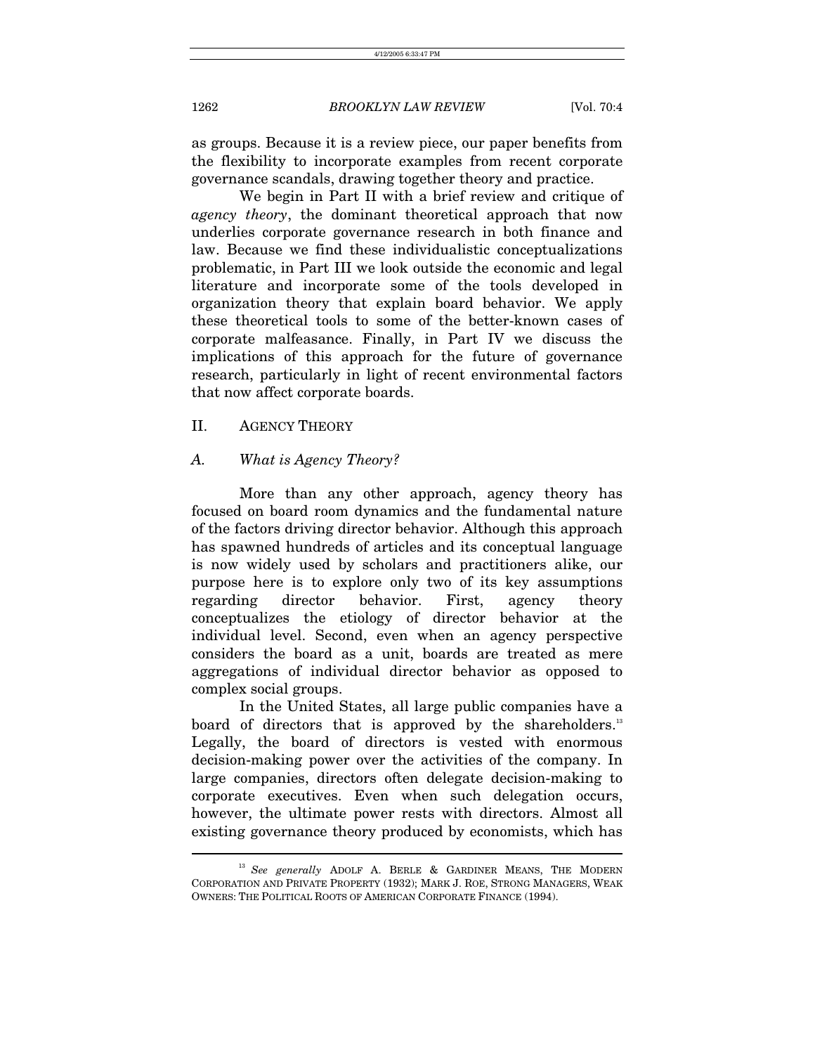as groups. Because it is a review piece, our paper benefits from the flexibility to incorporate examples from recent corporate governance scandals, drawing together theory and practice.

We begin in Part II with a brief review and critique of *agency theory*, the dominant theoretical approach that now underlies corporate governance research in both finance and law. Because we find these individualistic conceptualizations problematic, in Part III we look outside the economic and legal literature and incorporate some of the tools developed in organization theory that explain board behavior. We apply these theoretical tools to some of the better-known cases of corporate malfeasance. Finally, in Part IV we discuss the implications of this approach for the future of governance research, particularly in light of recent environmental factors that now affect corporate boards.

## II. AGENCY THEORY

### A. *What is Agency Theory?*

More than any other approach, agency theory has focused on board room dynamics and the fundamental nature of the factors driving director behavior. Although this approach has spawned hundreds of articles and its conceptual language is now widely used by scholars and practitioners alike, our purpose here is to explore only two of its key assumptions regarding director behavior. First, agency theory conceptualizes the etiology of director behavior at the individual level. Second, even when an agency perspective considers the board as a unit, boards are treated as mere aggregations of individual director behavior as opposed to complex social groups.

In the United States, all large public companies have a board of directors that is approved by the shareholders.[13] Legally, the board of directors is vested with enormous decision-making power over the activities of the company. In large companies, directors often delegate decision-making to corporate executives. Even when such delegation occurs, however, the ultimate power rests with directors. Almost all existing governance theory produced by economists, which has

---

[13] *See generally* ADOLF A. BERLE & GARDINER MEANS, THE MODERN CORPORATION AND PRIVATE PROPERTY (1932); MARK J. ROE, STRONG MANAGERS, WEAK OWNERS: THE POLITICAL ROOTS OF AMERICAN CORPORATE FINANCE (1994).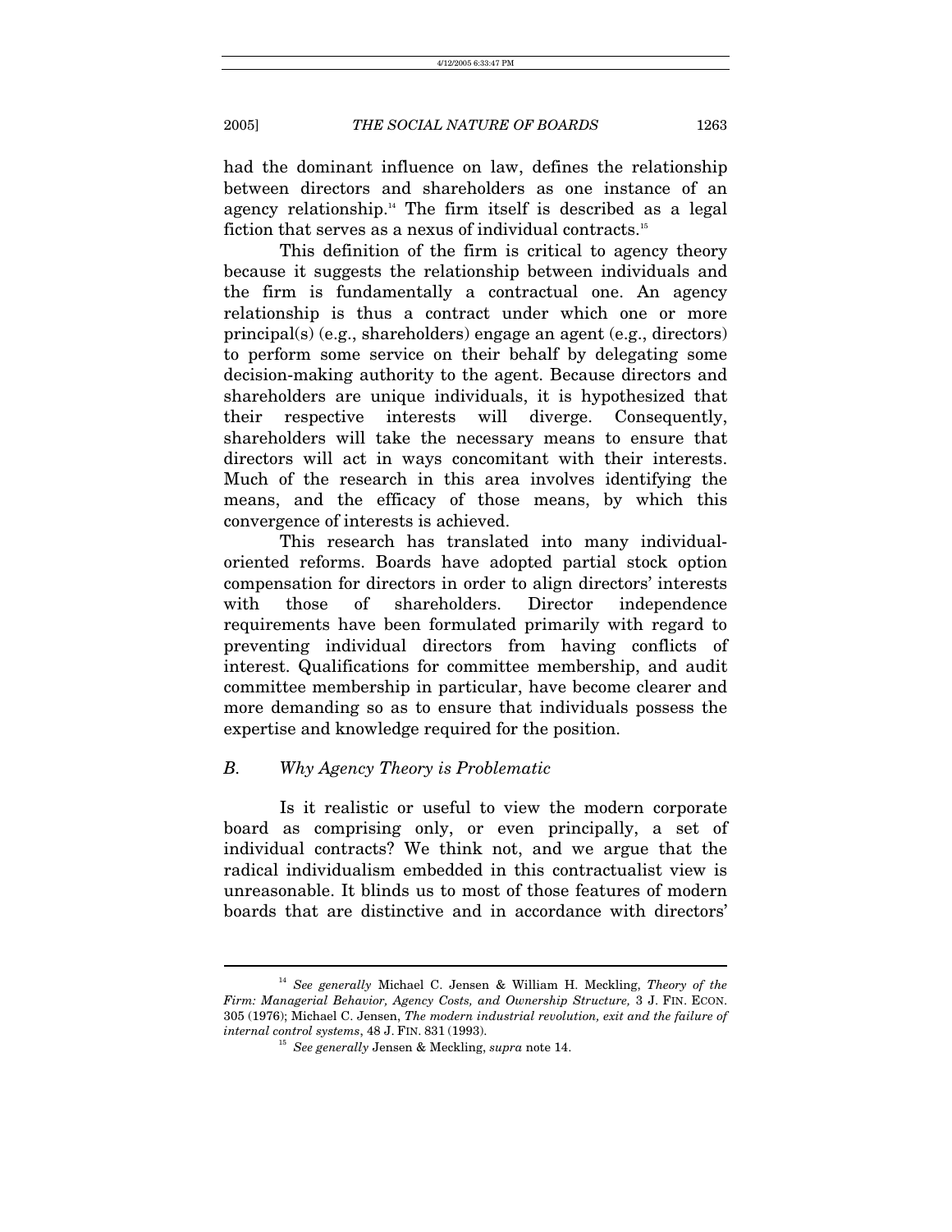had the dominant influence on law, defines the relationship between directors and shareholders as one instance of an agency relationship.[14] The firm itself is described as a legal fiction that serves as a nexus of individual contracts.[15]

This definition of the firm is critical to agency theory because it suggests the relationship between individuals and the firm is fundamentally a contractual one. An agency relationship is thus a contract under which one or more principal(s) (e.g., shareholders) engage an agent (e.g., directors) to perform some service on their behalf by delegating some decision-making authority to the agent. Because directors and shareholders are unique individuals, it is hypothesized that their respective interests will diverge. Consequently, shareholders will take the necessary means to ensure that directors will act in ways concomitant with their interests. Much of the research in this area involves identifying the means, and the efficacy of those means, by which this convergence of interests is achieved.

This research has translated into many individual-oriented reforms. Boards have adopted partial stock option compensation for directors in order to align directors' interests with those of shareholders. Director independence requirements have been formulated primarily with regard to preventing individual directors from having conflicts of interest. Qualifications for committee membership, and audit committee membership in particular, have become clearer and more demanding so as to ensure that individuals possess the expertise and knowledge required for the position.

### *B. Why Agency Theory is Problematic*

Is it realistic or useful to view the modern corporate board as comprising only, or even principally, a set of individual contracts? We think not, and we argue that the radical individualism embedded in this contractualist view is unreasonable. It blinds us to most of those features of modern boards that are distinctive and in accordance with directors'

---

[14] *See generally* Michael C. Jensen & William H. Meckling, *Theory of the Firm: Managerial Behavior, Agency Costs, and Ownership Structure,* 3 J. FIN. ECON. 305 (1976); Michael C. Jensen, *The modern industrial revolution, exit and the failure of internal control systems*, 48 J. FIN. 831 (1993).

[15] *See generally* Jensen & Meckling, *supra* note 14.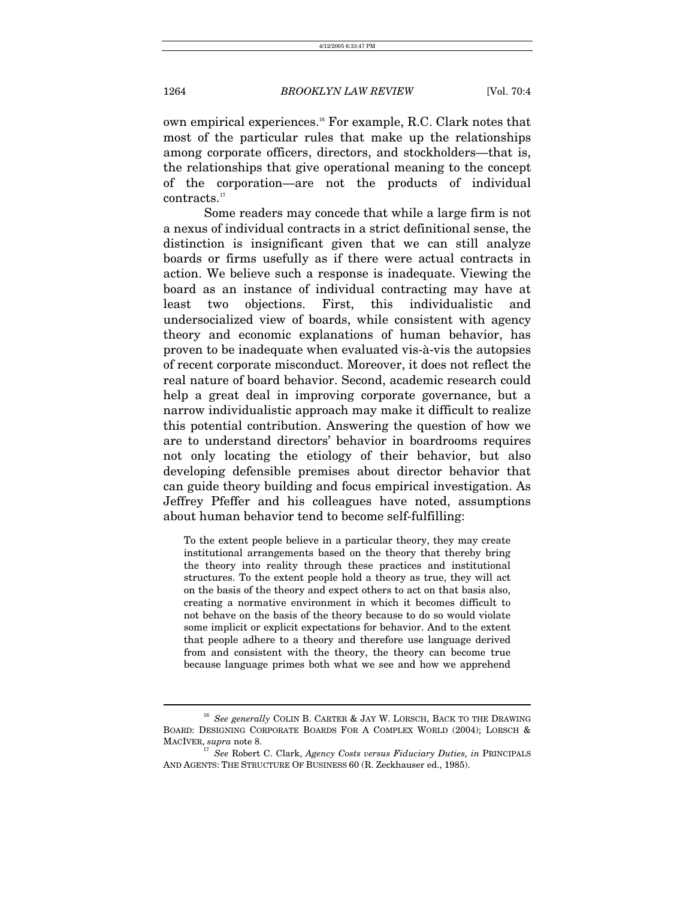own empirical experiences.[16] For example, R.C. Clark notes that most of the particular rules that make up the relationships among corporate officers, directors, and stockholders—that is, the relationships that give operational meaning to the concept of the corporation—are not the products of individual contracts.[17]

Some readers may concede that while a large firm is not a nexus of individual contracts in a strict definitional sense, the distinction is insignificant given that we can still analyze boards or firms usefully as if there were actual contracts in action. We believe such a response is inadequate. Viewing the board as an instance of individual contracting may have at least two objections. First, this individualistic and undersocialized view of boards, while consistent with agency theory and economic explanations of human behavior, has proven to be inadequate when evaluated vis-à-vis the autopsies of recent corporate misconduct. Moreover, it does not reflect the real nature of board behavior. Second, academic research could help a great deal in improving corporate governance, but a narrow individualistic approach may make it difficult to realize this potential contribution. Answering the question of how we are to understand directors' behavior in boardrooms requires not only locating the etiology of their behavior, but also developing defensible premises about director behavior that can guide theory building and focus empirical investigation. As Jeffrey Pfeffer and his colleagues have noted, assumptions about human behavior tend to become self-fulfilling:

> To the extent people believe in a particular theory, they may create institutional arrangements based on the theory that thereby bring the theory into reality through these practices and institutional structures. To the extent people hold a theory as true, they will act on the basis of the theory and expect others to act on that basis also, creating a normative environment in which it becomes difficult to not behave on the basis of the theory because to do so would violate some implicit or explicit expectations for behavior. And to the extent that people adhere to a theory and therefore use language derived from and consistent with the theory, the theory can become true because language primes both what we see and how we apprehend

---

[16] *See generally* COLIN B. CARTER & JAY W. LORSCH, BACK TO THE DRAWING BOARD: DESIGNING CORPORATE BOARDS FOR A COMPLEX WORLD (2004); LORSCH & MACIVER, *supra* note 8.

[17] *See* Robert C. Clark, *Agency Costs versus Fiduciary Duties, in* PRINCIPALS AND AGENTS: THE STRUCTURE OF BUSINESS 60 (R. Zeckhauser ed., 1985).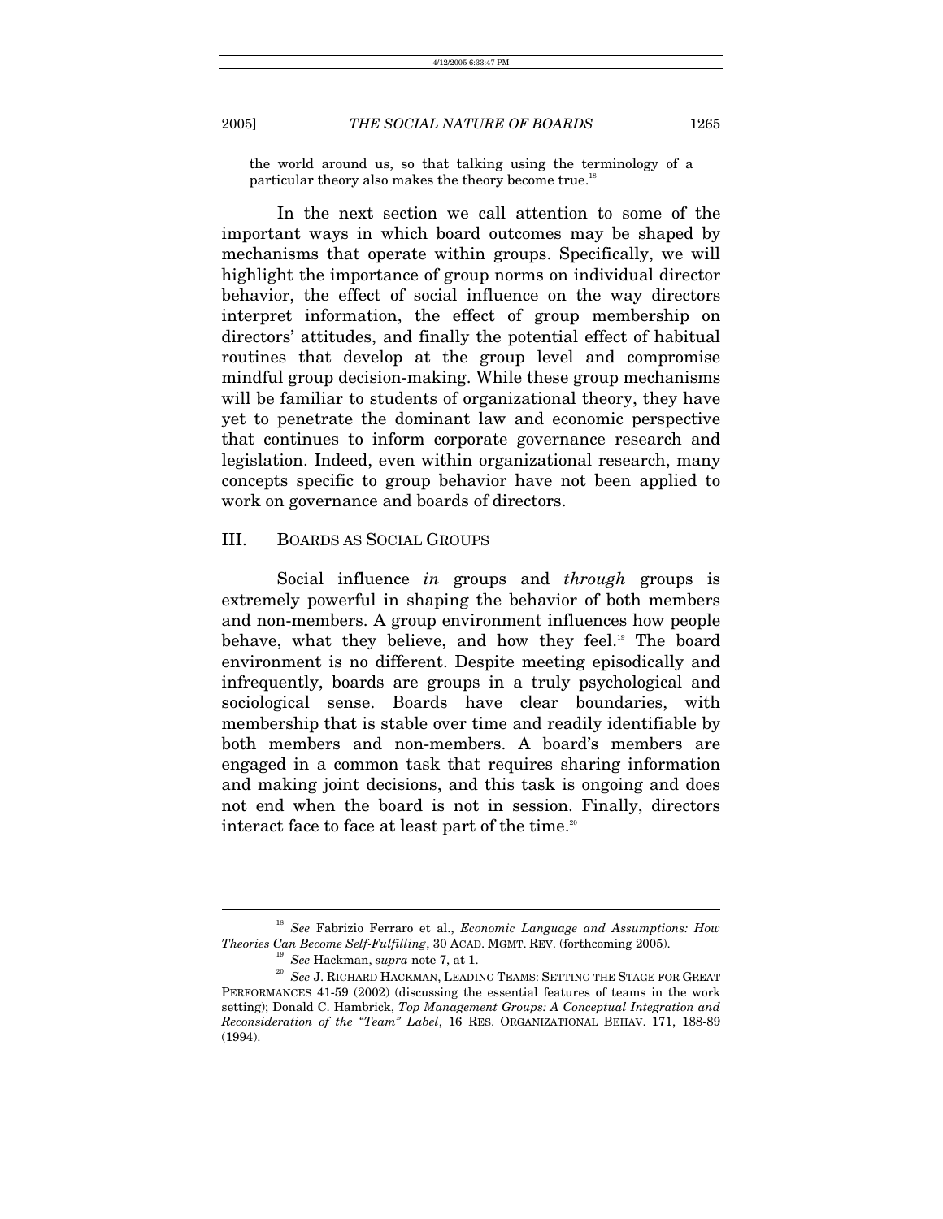the world around us, so that talking using the terminology of a particular theory also makes the theory become true.[18]

In the next section we call attention to some of the important ways in which board outcomes may be shaped by mechanisms that operate within groups. Specifically, we will highlight the importance of group norms on individual director behavior, the effect of social influence on the way directors interpret information, the effect of group membership on directors' attitudes, and finally the potential effect of habitual routines that develop at the group level and compromise mindful group decision-making. While these group mechanisms will be familiar to students of organizational theory, they have yet to penetrate the dominant law and economic perspective that continues to inform corporate governance research and legislation. Indeed, even within organizational research, many concepts specific to group behavior have not been applied to work on governance and boards of directors.

## III. BOARDS AS SOCIAL GROUPS

Social influence *in* groups and *through* groups is extremely powerful in shaping the behavior of both members and non-members. A group environment influences how people behave, what they believe, and how they feel.[19] The board environment is no different. Despite meeting episodically and infrequently, boards are groups in a truly psychological and sociological sense. Boards have clear boundaries, with membership that is stable over time and readily identifiable by both members and non-members. A board's members are engaged in a common task that requires sharing information and making joint decisions, and this task is ongoing and does not end when the board is not in session. Finally, directors interact face to face at least part of the time.[20]

---

[18] *See* Fabrizio Ferraro et al., *Economic Language and Assumptions: How Theories Can Become Self-Fulfilling*, 30 ACAD. MGMT. REV. (forthcoming 2005).

[19] *See* Hackman, *supra* note 7, at 1.

[20] *See* J. RICHARD HACKMAN, LEADING TEAMS: SETTING THE STAGE FOR GREAT PERFORMANCES 41-59 (2002) (discussing the essential features of teams in the work setting); Donald C. Hambrick, *Top Management Groups: A Conceptual Integration and Reconsideration of the "Team" Label*, 16 RES. ORGANIZATIONAL BEHAV. 171, 188-89 (1994).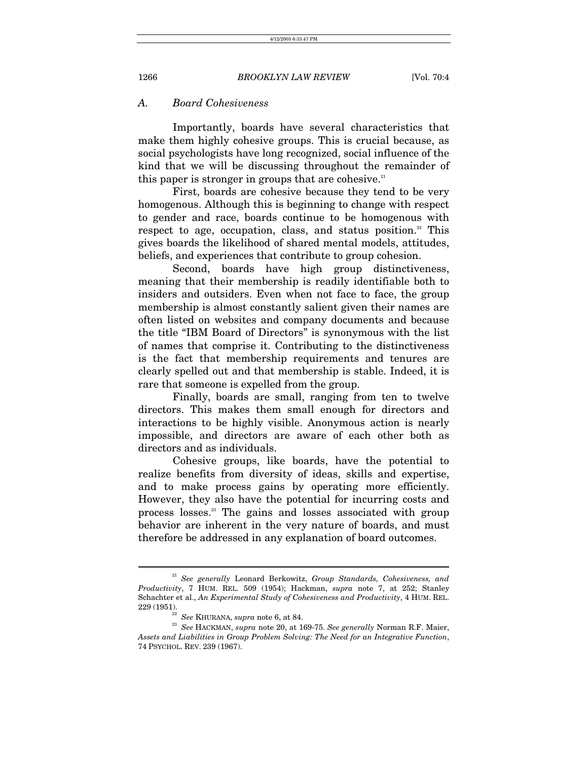### A. Board Cohesiveness

Importantly, boards have several characteristics that make them highly cohesive groups. This is crucial because, as social psychologists have long recognized, social influence of the kind that we will be discussing throughout the remainder of this paper is stronger in groups that are cohesive.[21]

First, boards are cohesive because they tend to be very homogenous. Although this is beginning to change with respect to gender and race, boards continue to be homogenous with respect to age, occupation, class, and status position.[22] This gives boards the likelihood of shared mental models, attitudes, beliefs, and experiences that contribute to group cohesion.

Second, boards have high group distinctiveness, meaning that their membership is readily identifiable both to insiders and outsiders. Even when not face to face, the group membership is almost constantly salient given their names are often listed on websites and company documents and because the title "IBM Board of Directors" is synonymous with the list of names that comprise it. Contributing to the distinctiveness is the fact that membership requirements and tenures are clearly spelled out and that membership is stable. Indeed, it is rare that someone is expelled from the group.

Finally, boards are small, ranging from ten to twelve directors. This makes them small enough for directors and interactions to be highly visible. Anonymous action is nearly impossible, and directors are aware of each other both as directors and as individuals.

Cohesive groups, like boards, have the potential to realize benefits from diversity of ideas, skills and expertise, and to make process gains by operating more efficiently. However, they also have the potential for incurring costs and process losses.[23] The gains and losses associated with group behavior are inherent in the very nature of boards, and must therefore be addressed in any explanation of board outcomes.

---

[21] *See generally* Leonard Berkowitz, *Group Standards, Cohesiveness, and Productivity*, 7 HUM. REL. 509 (1954); Hackman, *supra* note 7, at 252; Stanley Schachter et al., *An Experimental Study of Cohesiveness and Productivity*, 4 HUM. REL. 229 (1951).

[22] *See* KHURANA, *supra* note 6, at 84.

[23] *See* HACKMAN, *supra* note 20, at 169-75. *See generally* Norman R.F. Maier, *Assets and Liabilities in Group Problem Solving: The Need for an Integrative Function*, 74 PSYCHOL. REV. 239 (1967).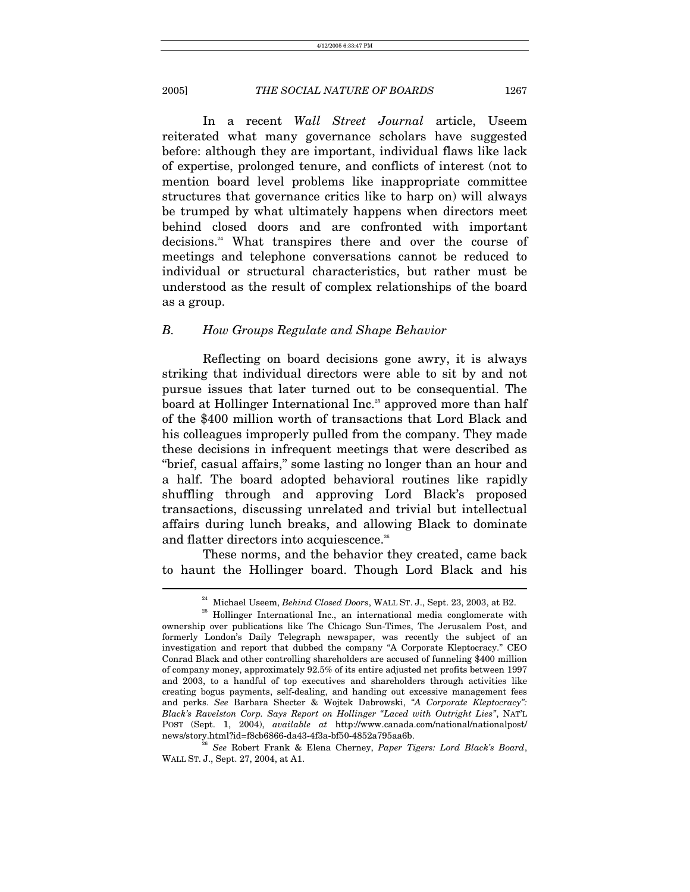In a recent *Wall Street Journal* article, Useem reiterated what many governance scholars have suggested before: although they are important, individual flaws like lack of expertise, prolonged tenure, and conflicts of interest (not to mention board level problems like inappropriate committee structures that governance critics like to harp on) will always be trumped by what ultimately happens when directors meet behind closed doors and are confronted with important decisions.[24] What transpires there and over the course of meetings and telephone conversations cannot be reduced to individual or structural characteristics, but rather must be understood as the result of complex relationships of the board as a group.

### *B. How Groups Regulate and Shape Behavior*

Reflecting on board decisions gone awry, it is always striking that individual directors were able to sit by and not pursue issues that later turned out to be consequential. The board at Hollinger International Inc.[25] approved more than half of the $400 million worth of transactions that Lord Black and his colleagues improperly pulled from the company. They made these decisions in infrequent meetings that were described as "brief, casual affairs," some lasting no longer than an hour and a half. The board adopted behavioral routines like rapidly shuffling through and approving Lord Black's proposed transactions, discussing unrelated and trivial but intellectual affairs during lunch breaks, and allowing Black to dominate and flatter directors into acquiescence.[26]

These norms, and the behavior they created, came back to haunt the Hollinger board. Though Lord Black and his

---

[24] Michael Useem, *Behind Closed Doors*, WALL ST. J., Sept. 23, 2003, at B2.

[25] Hollinger International Inc., an international media conglomerate with ownership over publications like The Chicago Sun-Times, The Jerusalem Post, and formerly London's Daily Telegraph newspaper, was recently the subject of an investigation and report that dubbed the company "A Corporate Kleptocracy." CEO Conrad Black and other controlling shareholders are accused of funneling $400 million of company money, approximately 92.5% of its entire adjusted net profits between 1997 and 2003, to a handful of top executives and shareholders through activities like creating bogus payments, self-dealing, and handing out excessive management fees and perks. *See* Barbara Shecter & Wojtek Dabrowski, *"A Corporate Kleptocracy": Black's Ravelston Corp. Says Report on Hollinger "Laced with Outright Lies"*, NAT'L POST (Sept. 1, 2004), *available at* http://www.canada.com/national/nationalpost/news/story.html?id=f8cb6866-da43-4f3a-bf50-4852a795aa6b.

[26] *See* Robert Frank & Elena Cherney, *Paper Tigers: Lord Black's Board*, WALL ST. J., Sept. 27, 2004, at A1.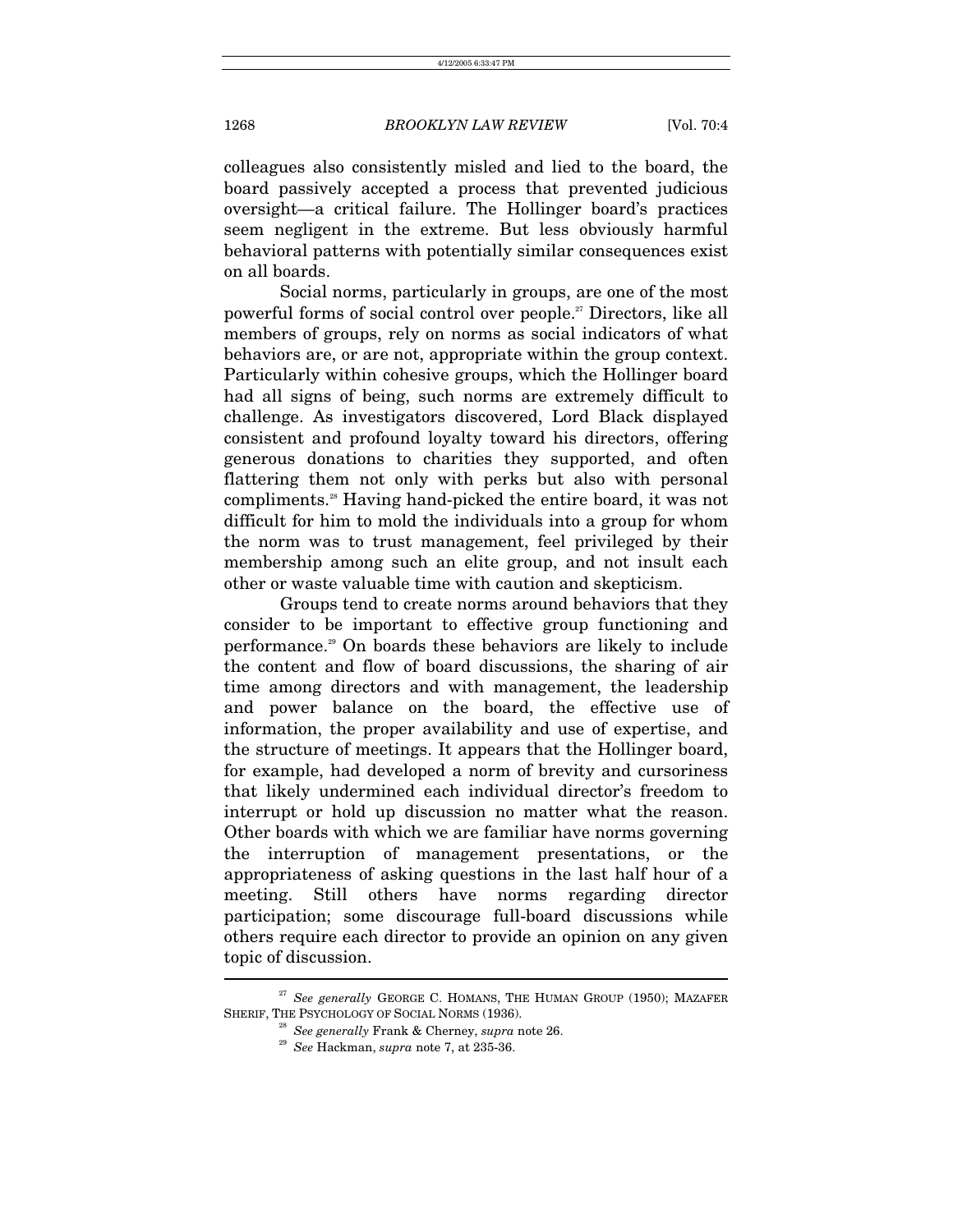colleagues also consistently misled and lied to the board, the board passively accepted a process that prevented judicious oversight—a critical failure. The Hollinger board's practices seem negligent in the extreme. But less obviously harmful behavioral patterns with potentially similar consequences exist on all boards.

Social norms, particularly in groups, are one of the most powerful forms of social control over people.[27] Directors, like all members of groups, rely on norms as social indicators of what behaviors are, or are not, appropriate within the group context. Particularly within cohesive groups, which the Hollinger board had all signs of being, such norms are extremely difficult to challenge. As investigators discovered, Lord Black displayed consistent and profound loyalty toward his directors, offering generous donations to charities they supported, and often flattering them not only with perks but also with personal compliments.[28] Having hand-picked the entire board, it was not difficult for him to mold the individuals into a group for whom the norm was to trust management, feel privileged by their membership among such an elite group, and not insult each other or waste valuable time with caution and skepticism.

Groups tend to create norms around behaviors that they consider to be important to effective group functioning and performance.[29] On boards these behaviors are likely to include the content and flow of board discussions, the sharing of air time among directors and with management, the leadership and power balance on the board, the effective use of information, the proper availability and use of expertise, and the structure of meetings. It appears that the Hollinger board, for example, had developed a norm of brevity and cursoriness that likely undermined each individual director's freedom to interrupt or hold up discussion no matter what the reason. Other boards with which we are familiar have norms governing the interruption of management presentations, or the appropriateness of asking questions in the last half hour of a meeting. Still others have norms regarding director participation; some discourage full-board discussions while others require each director to provide an opinion on any given topic of discussion.

---

[27] *See generally* GEORGE C. HOMANS, THE HUMAN GROUP (1950); MAZAFER SHERIF, THE PSYCHOLOGY OF SOCIAL NORMS (1936).

[28] *See generally* Frank & Cherney, *supra* note 26.

[29] *See* Hackman, *supra* note 7, at 235-36.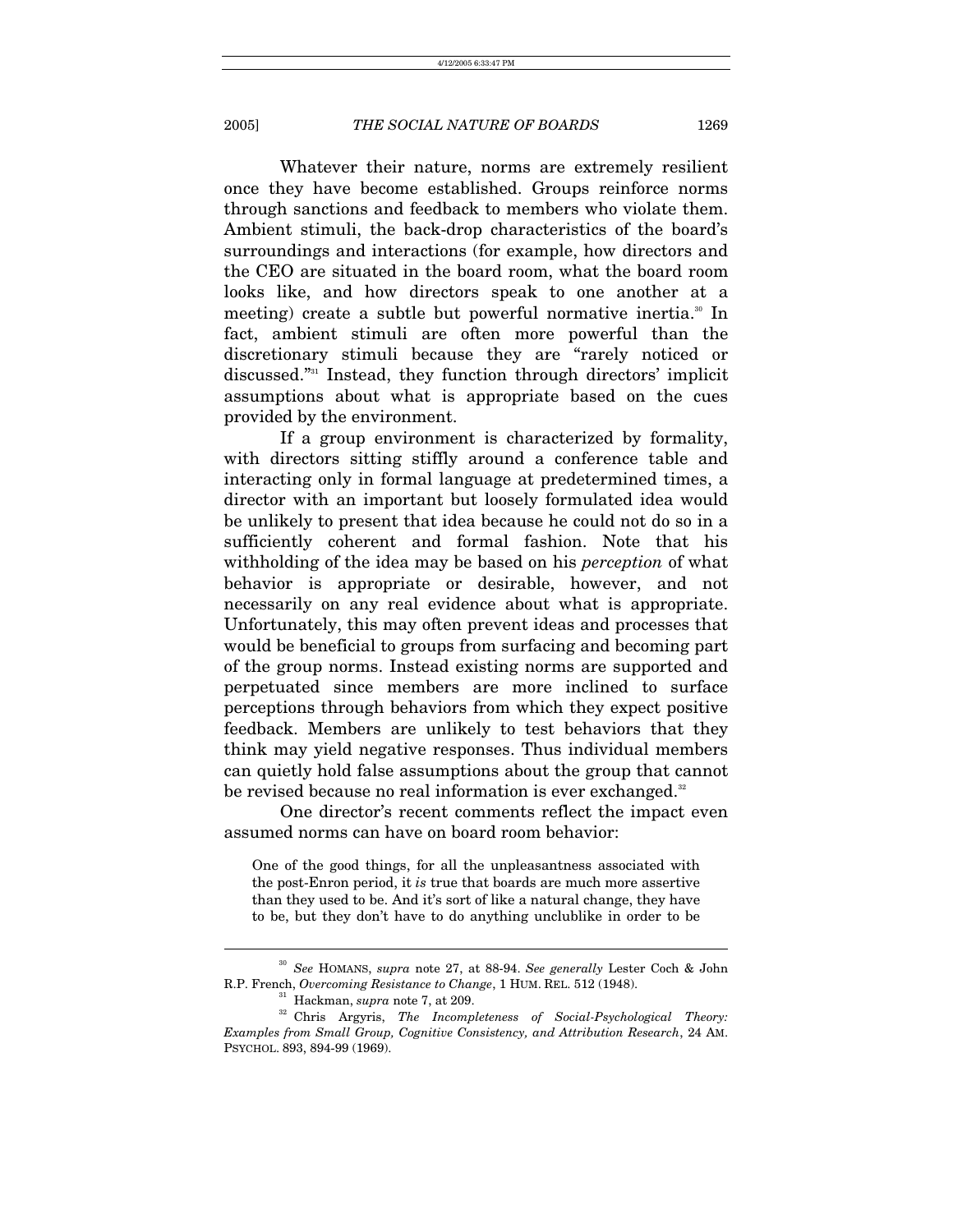Whatever their nature, norms are extremely resilient once they have been established. Groups reinforce norms through sanctions and feedback to members who violate them. Ambient stimuli, the back-drop characteristics of the board's surroundings and interactions (for example, how directors and the CEO are situated in the board room, what the board room looks like, and how directors speak to one another at a meeting) create a subtle but powerful normative inertia.[30] In fact, ambient stimuli are often more powerful than the discretionary stimuli because they are "rarely noticed or discussed."[31] Instead, they function through directors' implicit assumptions about what is appropriate based on the cues provided by the environment.

If a group environment is characterized by formality, with directors sitting stiffly around a conference table and interacting only in formal language at predetermined times, a director with an important but loosely formulated idea would be unlikely to present that idea because he could not do so in a sufficiently coherent and formal fashion. Note that his withholding of the idea may be based on his *perception* of what behavior is appropriate or desirable, however, and not necessarily on any real evidence about what is appropriate. Unfortunately, this may often prevent ideas and processes that would be beneficial to groups from surfacing and becoming part of the group norms. Instead existing norms are supported and perpetuated since members are more inclined to surface perceptions through behaviors from which they expect positive feedback. Members are unlikely to test behaviors that they think may yield negative responses. Thus individual members can quietly hold false assumptions about the group that cannot be revised because no real information is ever exchanged.[32]

One director's recent comments reflect the impact even assumed norms can have on board room behavior:

> One of the good things, for all the unpleasantness associated with the post-Enron period, it *is* true that boards are much more assertive than they used to be. And it's sort of like a natural change, they have to be, but they don't have to do anything unclublike in order to be

---

[30] *See* HOMANS, *supra* note 27, at 88-94. *See generally* Lester Coch & John R.P. French, *Overcoming Resistance to Change*, 1 HUM. REL. 512 (1948).

[31] Hackman, *supra* note 7, at 209.

[32] Chris Argyris, *The Incompleteness of Social-Psychological Theory: Examples from Small Group, Cognitive Consistency, and Attribution Research*, 24 AM. PSYCHOL. 893, 894-99 (1969).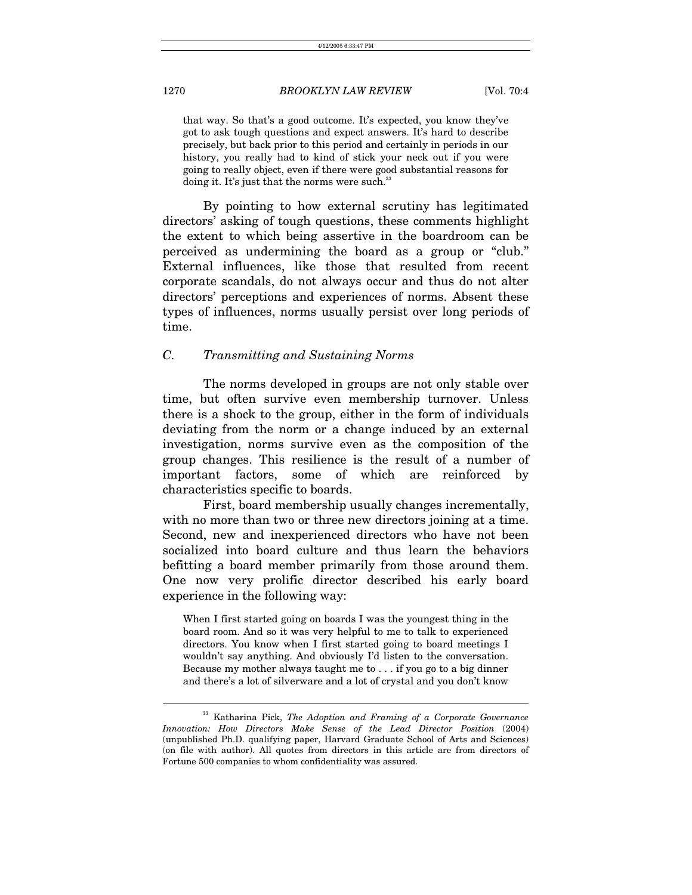> that way. So that's a good outcome. It's expected, you know they've got to ask tough questions and expect answers. It's hard to describe precisely, but back prior to this period and certainly in periods in our history, you really had to kind of stick your neck out if you were going to really object, even if there were good substantial reasons for doing it. It's just that the norms were such.[33]

By pointing to how external scrutiny has legitimated directors' asking of tough questions, these comments highlight the extent to which being assertive in the boardroom can be perceived as undermining the board as a group or "club." External influences, like those that resulted from recent corporate scandals, do not always occur and thus do not alter directors' perceptions and experiences of norms. Absent these types of influences, norms usually persist over long periods of time.

### *C. Transmitting and Sustaining Norms*

The norms developed in groups are not only stable over time, but often survive even membership turnover. Unless there is a shock to the group, either in the form of individuals deviating from the norm or a change induced by an external investigation, norms survive even as the composition of the group changes. This resilience is the result of a number of important factors, some of which are reinforced by characteristics specific to boards.

First, board membership usually changes incrementally, with no more than two or three new directors joining at a time. Second, new and inexperienced directors who have not been socialized into board culture and thus learn the behaviors befitting a board member primarily from those around them. One now very prolific director described his early board experience in the following way:

> When I first started going on boards I was the youngest thing in the board room. And so it was very helpful to me to talk to experienced directors. You know when I first started going to board meetings I wouldn't say anything. And obviously I'd listen to the conversation. Because my mother always taught me to . . . if you go to a big dinner and there's a lot of silverware and a lot of crystal and you don't know

---

[33] Katharina Pick, *The Adoption and Framing of a Corporate Governance Innovation: How Directors Make Sense of the Lead Director Position* (2004) (unpublished Ph.D. qualifying paper, Harvard Graduate School of Arts and Sciences) (on file with author). All quotes from directors in this article are from directors of Fortune 500 companies to whom confidentiality was assured.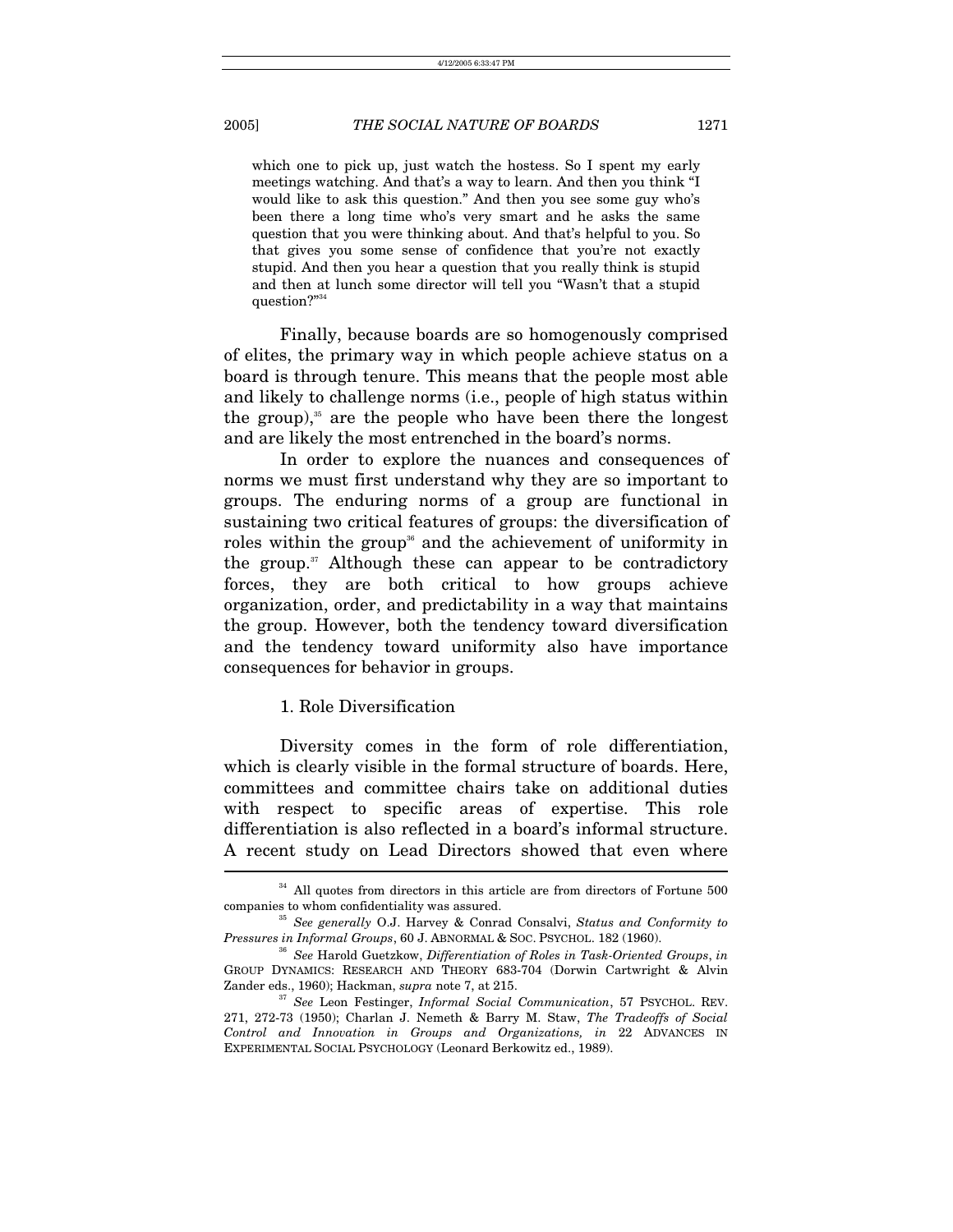> which one to pick up, just watch the hostess. So I spent my early meetings watching. And that's a way to learn. And then you think "I would like to ask this question." And then you see some guy who's been there a long time who's very smart and he asks the same question that you were thinking about. And that's helpful to you. So that gives you some sense of confidence that you're not exactly stupid. And then you hear a question that you really think is stupid and then at lunch some director will tell you "Wasn't that a stupid question?"[34]

Finally, because boards are so homogenously comprised of elites, the primary way in which people achieve status on a board is through tenure. This means that the people most able and likely to challenge norms (i.e., people of high status within the group),[35] are the people who have been there the longest and are likely the most entrenched in the board's norms.

In order to explore the nuances and consequences of norms we must first understand why they are so important to groups. The enduring norms of a group are functional in sustaining two critical features of groups: the diversification of roles within the group[36] and the achievement of uniformity in the group.[37] Although these can appear to be contradictory forces, they are both critical to how groups achieve organization, order, and predictability in a way that maintains the group. However, both the tendency toward diversification and the tendency toward uniformity also have importance consequences for behavior in groups.

### 1. Role Diversification

Diversity comes in the form of role differentiation, which is clearly visible in the formal structure of boards. Here, committees and committee chairs take on additional duties with respect to specific areas of expertise. This role differentiation is also reflected in a board's informal structure. A recent study on Lead Directors showed that even where

---

[34] All quotes from directors in this article are from directors of Fortune 500 companies to whom confidentiality was assured.

[35] *See generally* O.J. Harvey & Conrad Consalvi, *Status and Conformity to Pressures in Informal Groups*, 60 J. ABNORMAL & SOC. PSYCHOL. 182 (1960).

[36] *See* Harold Guetzkow, *Differentiation of Roles in Task-Oriented Groups*, *in* GROUP DYNAMICS: RESEARCH AND THEORY 683-704 (Dorwin Cartwright & Alvin Zander eds., 1960); Hackman, *supra* note 7, at 215.

[37] *See* Leon Festinger, *Informal Social Communication*, 57 PSYCHOL. REV. 271, 272-73 (1950); Charlan J. Nemeth & Barry M. Staw, *The Tradeoffs of Social Control and Innovation in Groups and Organizations, in* 22 ADVANCES IN EXPERIMENTAL SOCIAL PSYCHOLOGY (Leonard Berkowitz ed., 1989).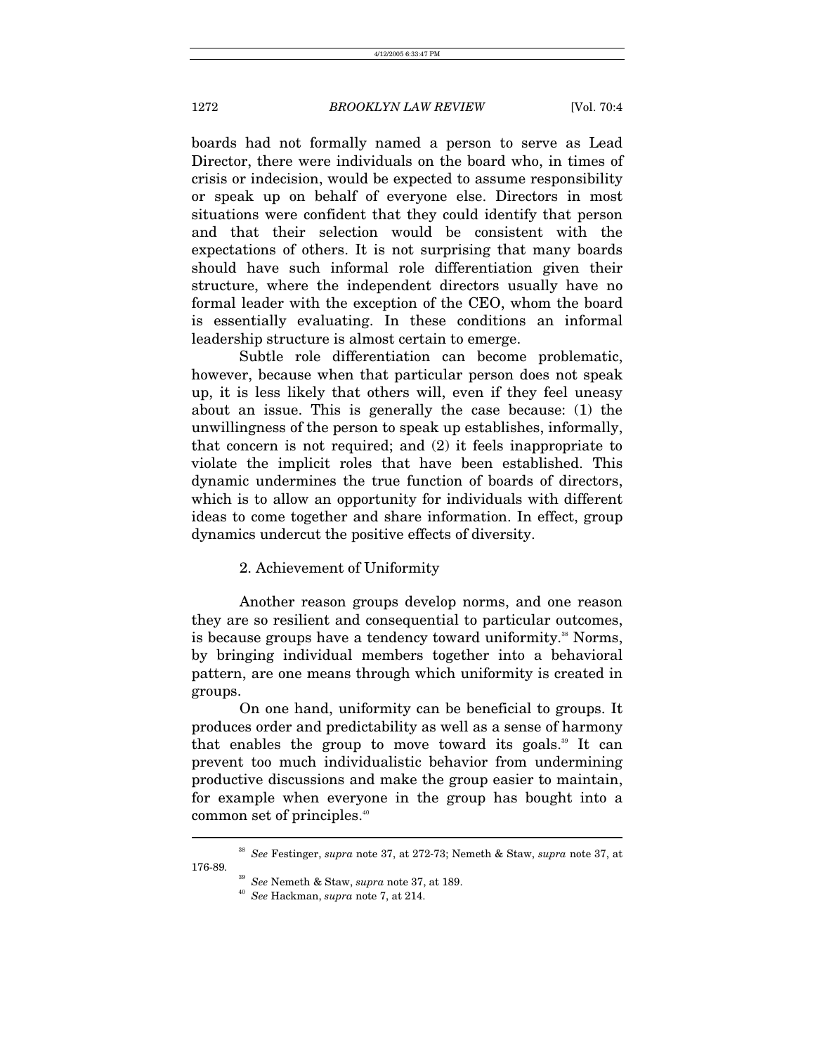boards had not formally named a person to serve as Lead Director, there were individuals on the board who, in times of crisis or indecision, would be expected to assume responsibility or speak up on behalf of everyone else. Directors in most situations were confident that they could identify that person and that their selection would be consistent with the expectations of others. It is not surprising that many boards should have such informal role differentiation given their structure, where the independent directors usually have no formal leader with the exception of the CEO, whom the board is essentially evaluating. In these conditions an informal leadership structure is almost certain to emerge.

Subtle role differentiation can become problematic, however, because when that particular person does not speak up, it is less likely that others will, even if they feel uneasy about an issue. This is generally the case because: (1) the unwillingness of the person to speak up establishes, informally, that concern is not required; and (2) it feels inappropriate to violate the implicit roles that have been established. This dynamic undermines the true function of boards of directors, which is to allow an opportunity for individuals with different ideas to come together and share information. In effect, group dynamics undercut the positive effects of diversity.

### 2. Achievement of Uniformity

Another reason groups develop norms, and one reason they are so resilient and consequential to particular outcomes, is because groups have a tendency toward uniformity.[38] Norms, by bringing individual members together into a behavioral pattern, are one means through which uniformity is created in groups.

On one hand, uniformity can be beneficial to groups. It produces order and predictability as well as a sense of harmony that enables the group to move toward its goals.[39] It can prevent too much individualistic behavior from undermining productive discussions and make the group easier to maintain, for example when everyone in the group has bought into a common set of principles.[40]

---

[38] *See* Festinger, *supra* note 37, at 272-73; Nemeth & Staw, *supra* note 37, at 176-89.

[39] *See* Nemeth & Staw, *supra* note 37, at 189.

[40] *See* Hackman, *supra* note 7, at 214.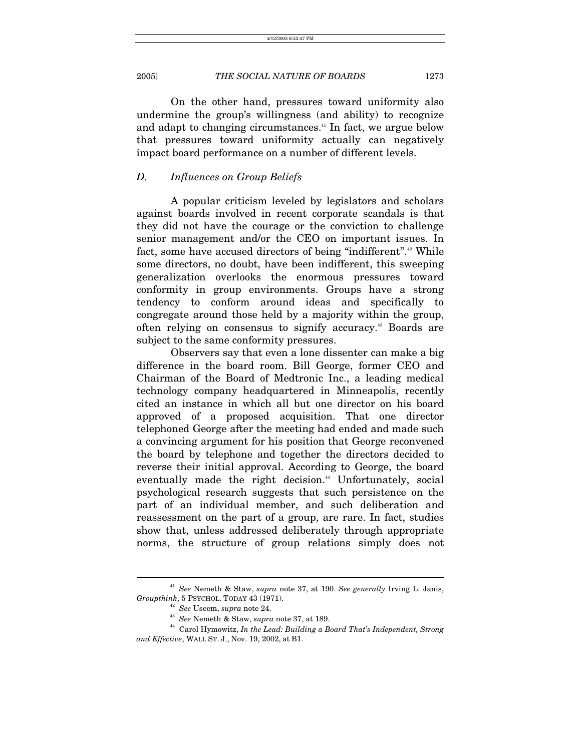On the other hand, pressures toward uniformity also undermine the group's willingness (and ability) to recognize and adapt to changing circumstances.[41] In fact, we argue below that pressures toward uniformity actually can negatively impact board performance on a number of different levels.

### D. *Influences on Group Beliefs*

A popular criticism leveled by legislators and scholars against boards involved in recent corporate scandals is that they did not have the courage or the conviction to challenge senior management and/or the CEO on important issues. In fact, some have accused directors of being "indifferent".[42] While some directors, no doubt, have been indifferent, this sweeping generalization overlooks the enormous pressures toward conformity in group environments. Groups have a strong tendency to conform around ideas and specifically to congregate around those held by a majority within the group, often relying on consensus to signify accuracy.[43] Boards are subject to the same conformity pressures.

Observers say that even a lone dissenter can make a big difference in the board room. Bill George, former CEO and Chairman of the Board of Medtronic Inc., a leading medical technology company headquartered in Minneapolis, recently cited an instance in which all but one director on his board approved of a proposed acquisition. That one director telephoned George after the meeting had ended and made such a convincing argument for his position that George reconvened the board by telephone and together the directors decided to reverse their initial approval. According to George, the board eventually made the right decision.[44] Unfortunately, social psychological research suggests that such persistence on the part of an individual member, and such deliberation and reassessment on the part of a group, are rare. In fact, studies show that, unless addressed deliberately through appropriate norms, the structure of group relations simply does not

---

[41] *See* Nemeth & Staw, *supra* note 37, at 190. *See generally* Irving L. Janis, *Groupthink*, 5 PSYCHOL. TODAY 43 (1971).

[42] *See* Useem, *supra* note 24.

[43] *See* Nemeth & Staw, *supra* note 37, at 189.

[44] Carol Hymowitz, *In the Lead: Building a Board That's Independent, Strong and Effective*, WALL ST. J., Nov. 19, 2002, at B1.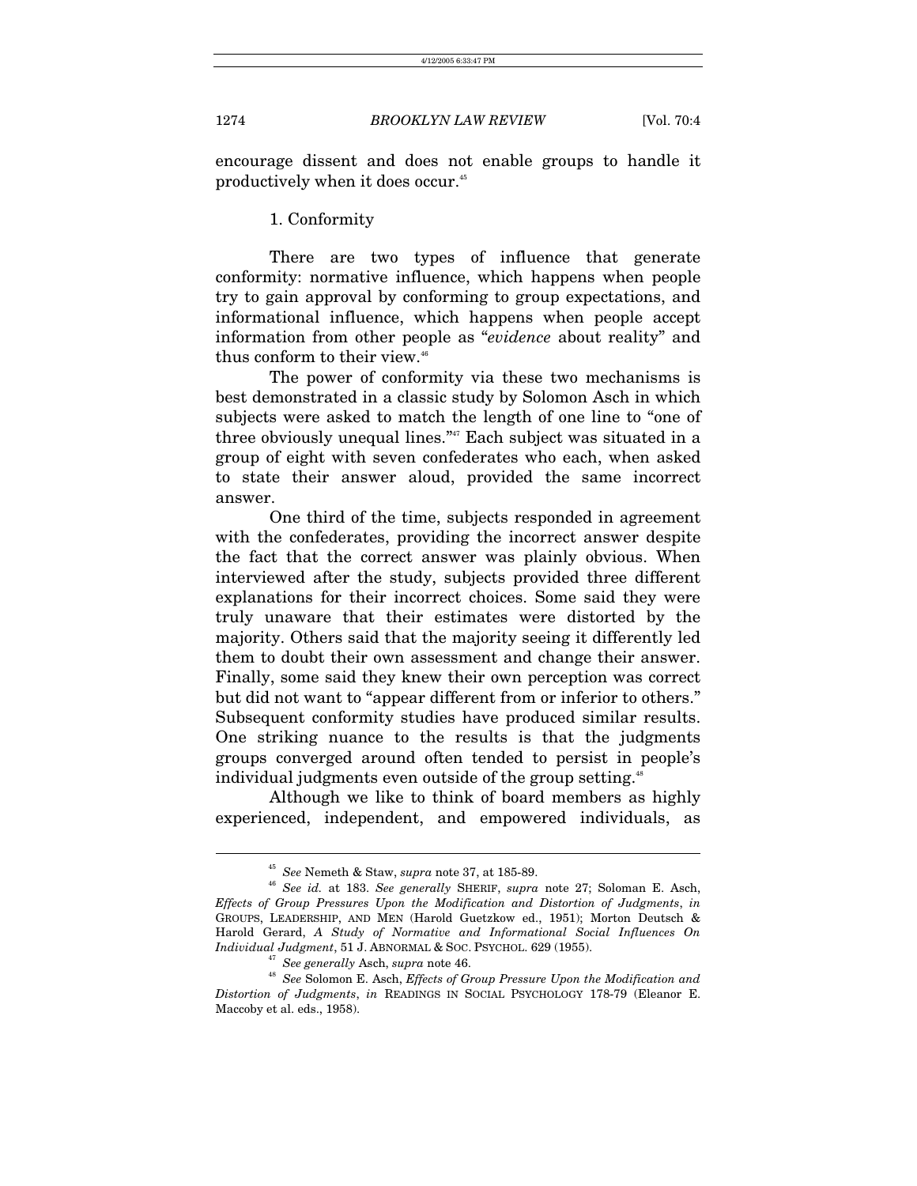encourage dissent and does not enable groups to handle it productively when it does occur.[45]

### 1. Conformity

There are two types of influence that generate conformity: normative influence, which happens when people try to gain approval by conforming to group expectations, and informational influence, which happens when people accept information from other people as "*evidence* about reality" and thus conform to their view.[46]

The power of conformity via these two mechanisms is best demonstrated in a classic study by Solomon Asch in which subjects were asked to match the length of one line to "one of three obviously unequal lines."[47] Each subject was situated in a group of eight with seven confederates who each, when asked to state their answer aloud, provided the same incorrect answer.

One third of the time, subjects responded in agreement with the confederates, providing the incorrect answer despite the fact that the correct answer was plainly obvious. When interviewed after the study, subjects provided three different explanations for their incorrect choices. Some said they were truly unaware that their estimates were distorted by the majority. Others said that the majority seeing it differently led them to doubt their own assessment and change their answer. Finally, some said they knew their own perception was correct but did not want to "appear different from or inferior to others." Subsequent conformity studies have produced similar results. One striking nuance to the results is that the judgments groups converged around often tended to persist in people's individual judgments even outside of the group setting.[48]

Although we like to think of board members as highly experienced, independent, and empowered individuals, as

---

[45] *See* Nemeth & Staw, *supra* note 37, at 185-89.

[46] *See id.* at 183. *See generally* SHERIF, *supra* note 27; Soloman E. Asch, *Effects of Group Pressures Upon the Modification and Distortion of Judgments*, *in* GROUPS, LEADERSHIP, AND MEN (Harold Guetzkow ed., 1951); Morton Deutsch & Harold Gerard, *A Study of Normative and Informational Social Influences On Individual Judgment*, 51 J. ABNORMAL & SOC. PSYCHOL. 629 (1955).

[47] *See generally* Asch, *supra* note 46.

[48] *See* Solomon E. Asch, *Effects of Group Pressure Upon the Modification and Distortion of Judgments*, *in* READINGS IN SOCIAL PSYCHOLOGY 178-79 (Eleanor E. Maccoby et al. eds., 1958).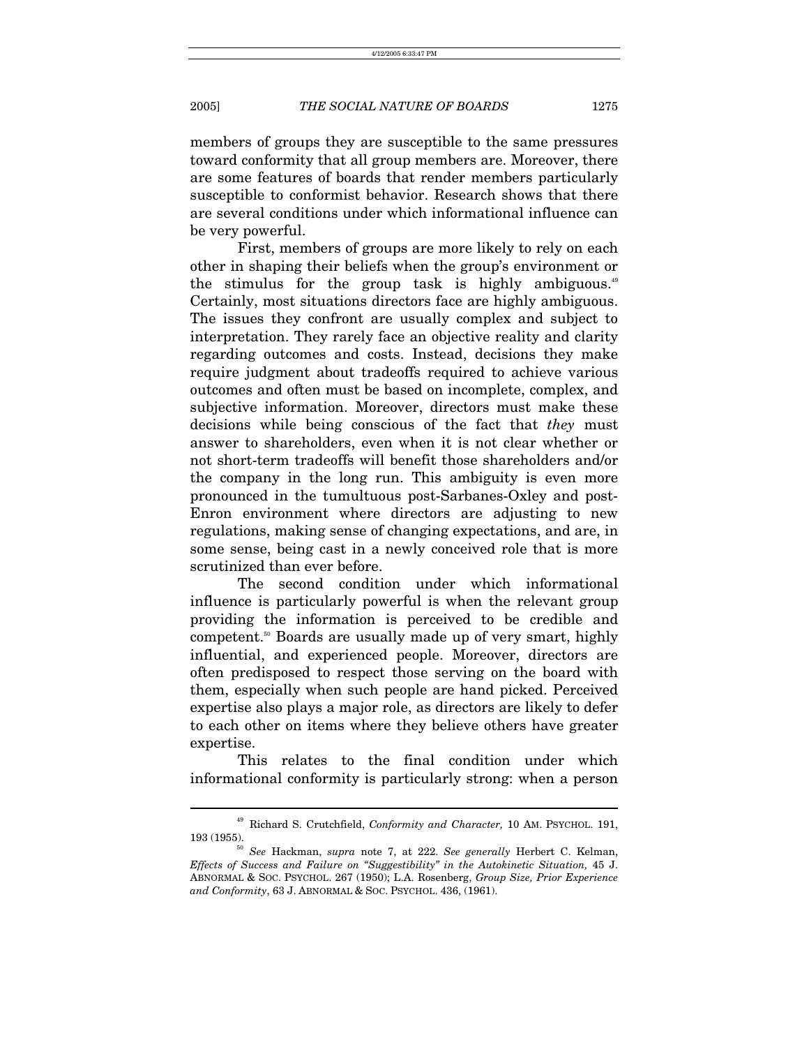members of groups they are susceptible to the same pressures toward conformity that all group members are. Moreover, there are some features of boards that render members particularly susceptible to conformist behavior. Research shows that there are several conditions under which informational influence can be very powerful.

First, members of groups are more likely to rely on each other in shaping their beliefs when the group's environment or the stimulus for the group task is highly ambiguous.[49] Certainly, most situations directors face are highly ambiguous. The issues they confront are usually complex and subject to interpretation. They rarely face an objective reality and clarity regarding outcomes and costs. Instead, decisions they make require judgment about tradeoffs required to achieve various outcomes and often must be based on incomplete, complex, and subjective information. Moreover, directors must make these decisions while being conscious of the fact that *they* must answer to shareholders, even when it is not clear whether or not short-term tradeoffs will benefit those shareholders and/or the company in the long run. This ambiguity is even more pronounced in the tumultuous post-Sarbanes-Oxley and post-Enron environment where directors are adjusting to new regulations, making sense of changing expectations, and are, in some sense, being cast in a newly conceived role that is more scrutinized than ever before.

The second condition under which informational influence is particularly powerful is when the relevant group providing the information is perceived to be credible and competent.[50] Boards are usually made up of very smart, highly influential, and experienced people. Moreover, directors are often predisposed to respect those serving on the board with them, especially when such people are hand picked. Perceived expertise also plays a major role, as directors are likely to defer to each other on items where they believe others have greater expertise.

This relates to the final condition under which informational conformity is particularly strong: when a person

---

[49] Richard S. Crutchfield, *Conformity and Character,* 10 AM. PSYCHOL. 191, 193 (1955).

[50] *See* Hackman, *supra* note 7, at 222. *See generally* Herbert C. Kelman, *Effects of Success and Failure on "Suggestibility" in the Autokinetic Situation,* 45 J. ABNORMAL & SOC. PSYCHOL. 267 (1950); L.A. Rosenberg, *Group Size, Prior Experience and Conformity*, 63 J. ABNORMAL & SOC. PSYCHOL. 436, (1961).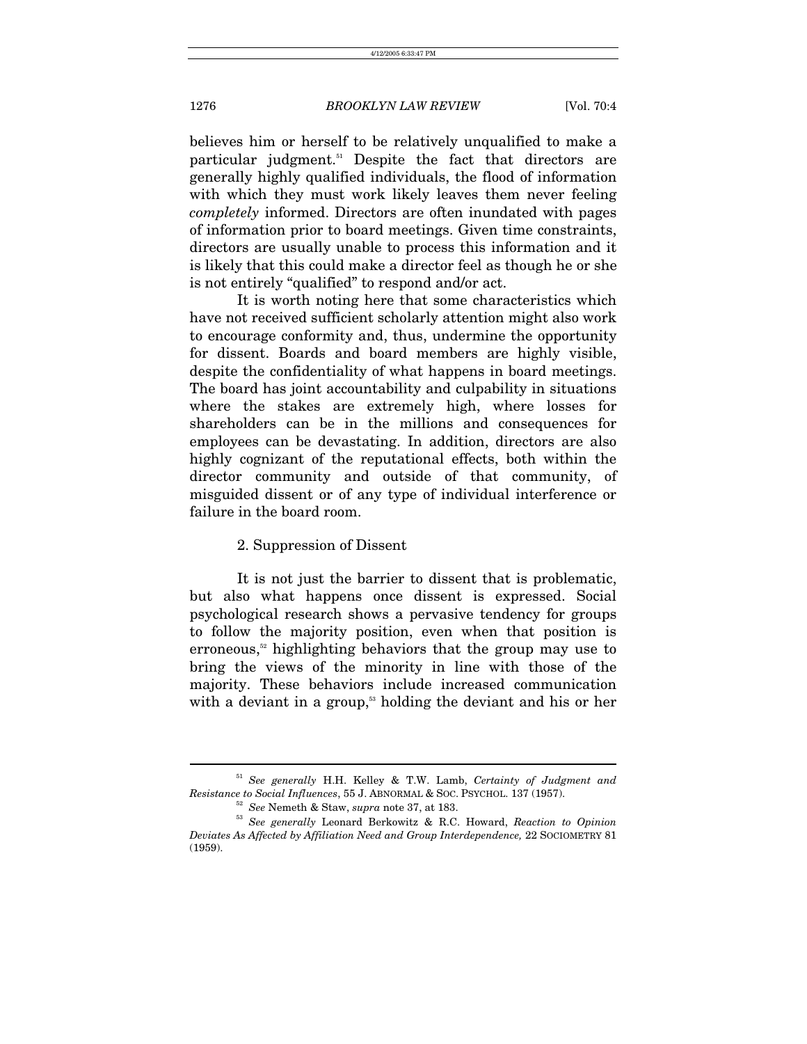believes him or herself to be relatively unqualified to make a particular judgment.[51] Despite the fact that directors are generally highly qualified individuals, the flood of information with which they must work likely leaves them never feeling *completely* informed. Directors are often inundated with pages of information prior to board meetings. Given time constraints, directors are usually unable to process this information and it is likely that this could make a director feel as though he or she is not entirely "qualified" to respond and/or act.

It is worth noting here that some characteristics which have not received sufficient scholarly attention might also work to encourage conformity and, thus, undermine the opportunity for dissent. Boards and board members are highly visible, despite the confidentiality of what happens in board meetings. The board has joint accountability and culpability in situations where the stakes are extremely high, where losses for shareholders can be in the millions and consequences for employees can be devastating. In addition, directors are also highly cognizant of the reputational effects, both within the director community and outside of that community, of misguided dissent or of any type of individual interference or failure in the board room.

### 2. Suppression of Dissent

It is not just the barrier to dissent that is problematic, but also what happens once dissent is expressed. Social psychological research shows a pervasive tendency for groups to follow the majority position, even when that position is erroneous,[52] highlighting behaviors that the group may use to bring the views of the minority in line with those of the majority. These behaviors include increased communication with a deviant in a group,[53] holding the deviant and his or her

---

[51] *See generally* H.H. Kelley & T.W. Lamb, *Certainty of Judgment and Resistance to Social Influences*, 55 J. ABNORMAL & SOC. PSYCHOL. 137 (1957).

[52] *See* Nemeth & Staw, *supra* note 37, at 183.

[53] *See generally* Leonard Berkowitz & R.C. Howard, *Reaction to Opinion Deviates As Affected by Affiliation Need and Group Interdependence,* 22 SOCIOMETRY 81 (1959).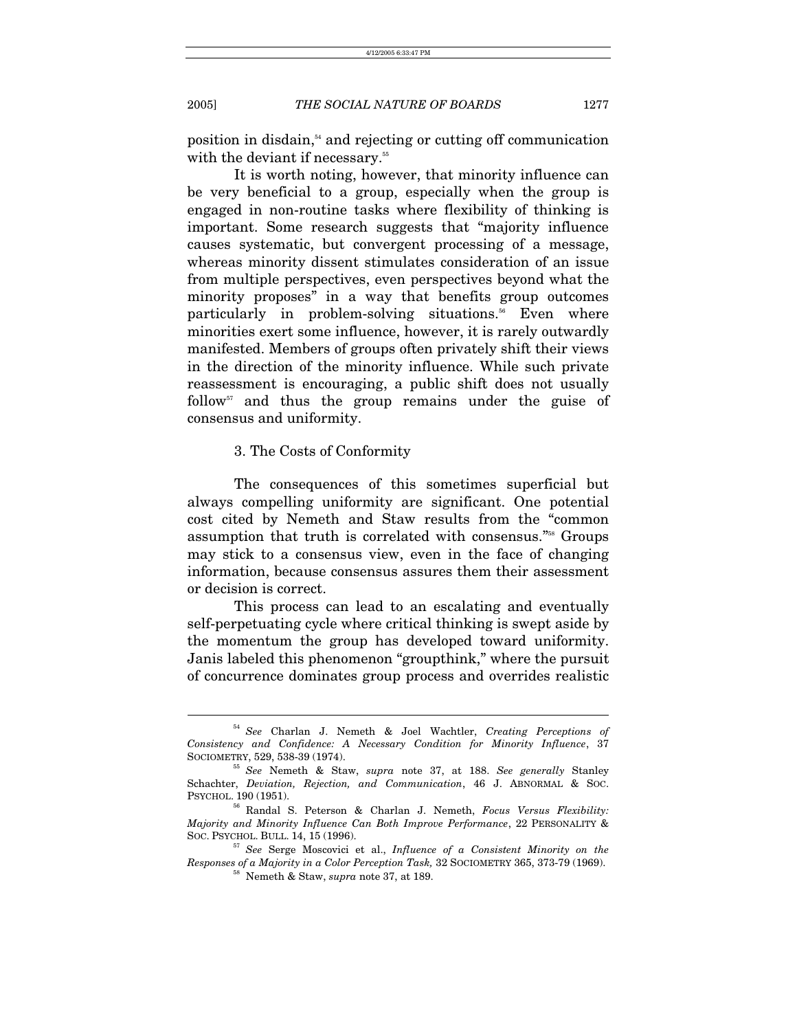position in disdain,[54] and rejecting or cutting off communication with the deviant if necessary.[55]

It is worth noting, however, that minority influence can be very beneficial to a group, especially when the group is engaged in non-routine tasks where flexibility of thinking is important. Some research suggests that "majority influence causes systematic, but convergent processing of a message, whereas minority dissent stimulates consideration of an issue from multiple perspectives, even perspectives beyond what the minority proposes" in a way that benefits group outcomes particularly in problem-solving situations.[56] Even where minorities exert some influence, however, it is rarely outwardly manifested. Members of groups often privately shift their views in the direction of the minority influence. While such private reassessment is encouraging, a public shift does not usually follow[57] and thus the group remains under the guise of consensus and uniformity.

### 3. The Costs of Conformity

The consequences of this sometimes superficial but always compelling uniformity are significant. One potential cost cited by Nemeth and Staw results from the "common assumption that truth is correlated with consensus."[58] Groups may stick to a consensus view, even in the face of changing information, because consensus assures them their assessment or decision is correct.

This process can lead to an escalating and eventually self-perpetuating cycle where critical thinking is swept aside by the momentum the group has developed toward uniformity. Janis labeled this phenomenon "groupthink," where the pursuit of concurrence dominates group process and overrides realistic

---

[54] *See* Charlan J. Nemeth & Joel Wachtler, *Creating Perceptions of Consistency and Confidence: A Necessary Condition for Minority Influence*, 37 SOCIOMETRY, 529, 538-39 (1974).

[55] *See* Nemeth & Staw, *supra* note 37, at 188. *See generally* Stanley Schachter, *Deviation, Rejection, and Communication*, 46 J. ABNORMAL & SOC. PSYCHOL. 190 (1951).

[56] Randal S. Peterson & Charlan J. Nemeth, *Focus Versus Flexibility: Majority and Minority Influence Can Both Improve Performance*, 22 PERSONALITY & SOC. PSYCHOL. BULL. 14, 15 (1996).

[57] *See* Serge Moscovici et al., *Influence of a Consistent Minority on the Responses of a Majority in a Color Perception Task,* 32 SOCIOMETRY 365, 373-79 (1969).

[58] Nemeth & Staw, *supra* note 37, at 189.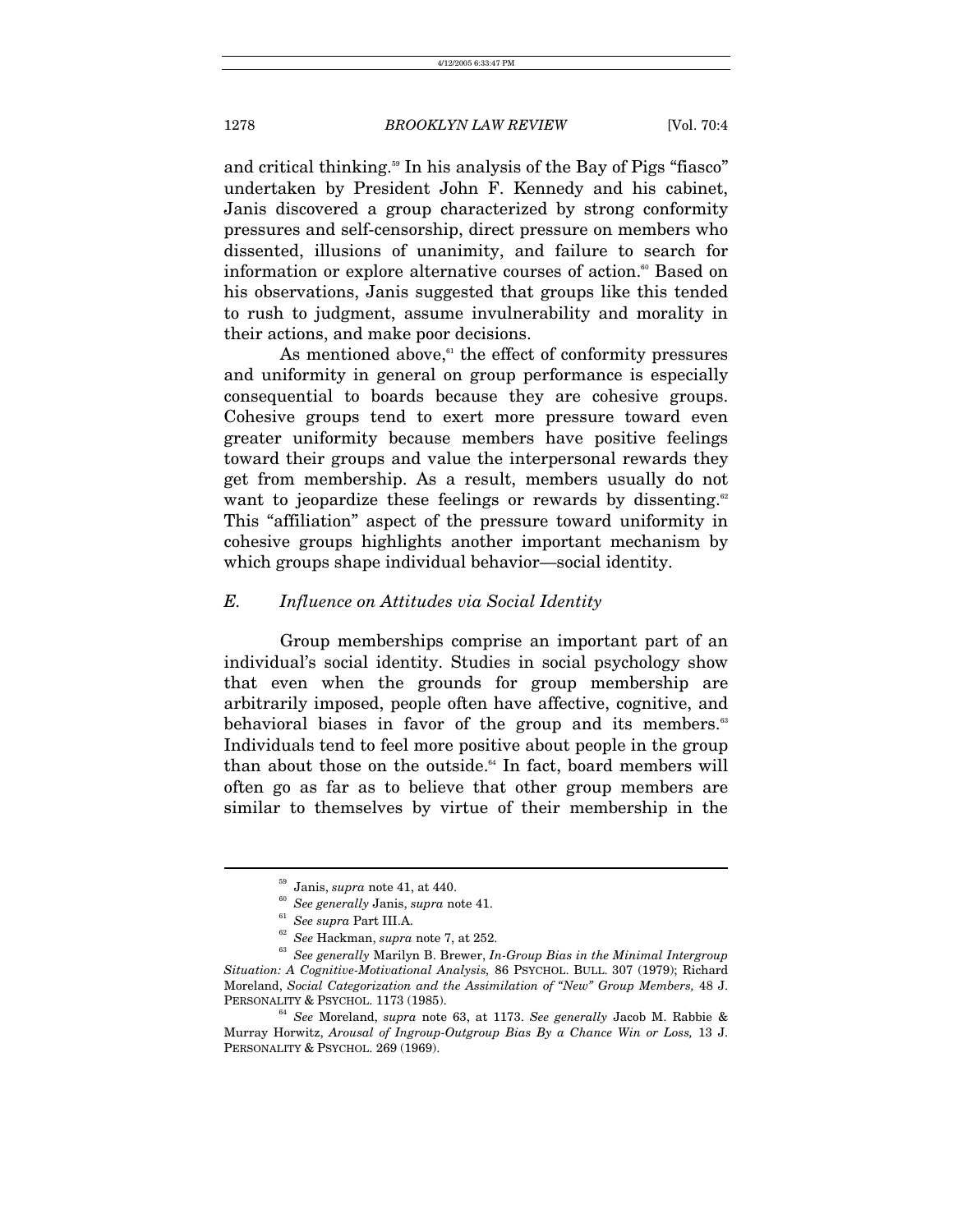and critical thinking.[59] In his analysis of the Bay of Pigs "fiasco" undertaken by President John F. Kennedy and his cabinet, Janis discovered a group characterized by strong conformity pressures and self-censorship, direct pressure on members who dissented, illusions of unanimity, and failure to search for information or explore alternative courses of action.[60] Based on his observations, Janis suggested that groups like this tended to rush to judgment, assume invulnerability and morality in their actions, and make poor decisions.

As mentioned above,[61] the effect of conformity pressures and uniformity in general on group performance is especially consequential to boards because they are cohesive groups. Cohesive groups tend to exert more pressure toward even greater uniformity because members have positive feelings toward their groups and value the interpersonal rewards they get from membership. As a result, members usually do not want to jeopardize these feelings or rewards by dissenting.[62] This "affiliation" aspect of the pressure toward uniformity in cohesive groups highlights another important mechanism by which groups shape individual behavior—social identity.

### *E. Influence on Attitudes via Social Identity*

Group memberships comprise an important part of an individual's social identity. Studies in social psychology show that even when the grounds for group membership are arbitrarily imposed, people often have affective, cognitive, and behavioral biases in favor of the group and its members.[63] Individuals tend to feel more positive about people in the group than about those on the outside.[64] In fact, board members will often go as far as to believe that other group members are similar to themselves by virtue of their membership in the

---

[59] Janis, *supra* note 41, at 440.

[60] *See generally* Janis, *supra* note 41.

[61] *See supra* Part III.A.

[62] *See* Hackman, *supra* note 7, at 252.

[63] *See generally* Marilyn B. Brewer, *In-Group Bias in the Minimal Intergroup Situation: A Cognitive-Motivational Analysis,* 86 PSYCHOL. BULL. 307 (1979); Richard Moreland, *Social Categorization and the Assimilation of "New" Group Members,* 48 J. PERSONALITY & PSYCHOL. 1173 (1985).

[64] *See* Moreland, *supra* note 63, at 1173. *See generally* Jacob M. Rabbie & Murray Horwitz, *Arousal of Ingroup-Outgroup Bias By a Chance Win or Loss,* 13 J. PERSONALITY & PSYCHOL. 269 (1969).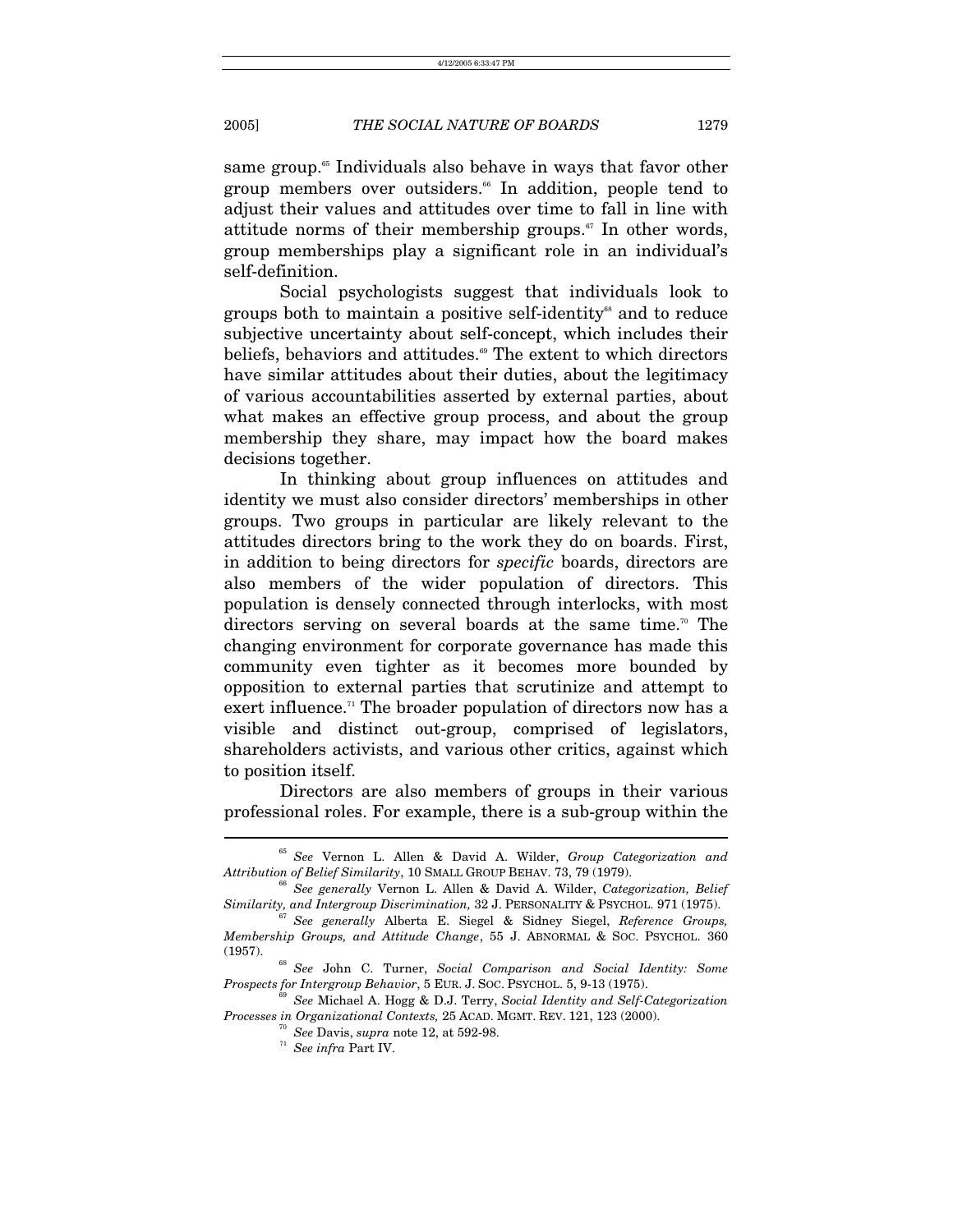same group.[65] Individuals also behave in ways that favor other group members over outsiders.[66] In addition, people tend to adjust their values and attitudes over time to fall in line with attitude norms of their membership groups.[67] In other words, group memberships play a significant role in an individual's self-definition.

Social psychologists suggest that individuals look to groups both to maintain a positive self-identity[68] and to reduce subjective uncertainty about self-concept, which includes their beliefs, behaviors and attitudes.[69] The extent to which directors have similar attitudes about their duties, about the legitimacy of various accountabilities asserted by external parties, about what makes an effective group process, and about the group membership they share, may impact how the board makes decisions together.

In thinking about group influences on attitudes and identity we must also consider directors' memberships in other groups. Two groups in particular are likely relevant to the attitudes directors bring to the work they do on boards. First, in addition to being directors for *specific* boards, directors are also members of the wider population of directors. This population is densely connected through interlocks, with most directors serving on several boards at the same time.[70] The changing environment for corporate governance has made this community even tighter as it becomes more bounded by opposition to external parties that scrutinize and attempt to exert influence.[71] The broader population of directors now has a visible and distinct out-group, comprised of legislators, shareholders activists, and various other critics, against which to position itself.

Directors are also members of groups in their various professional roles. For example, there is a sub-group within the

---

[65] *See* Vernon L. Allen & David A. Wilder, *Group Categorization and Attribution of Belief Similarity*, 10 SMALL GROUP BEHAV. 73, 79 (1979).

[66] *See generally* Vernon L. Allen & David A. Wilder, *Categorization, Belief Similarity, and Intergroup Discrimination,* 32 J. PERSONALITY & PSYCHOL. 971 (1975).

[67] *See generally* Alberta E. Siegel & Sidney Siegel, *Reference Groups, Membership Groups, and Attitude Change*, 55 J. ABNORMAL & SOC. PSYCHOL. 360 (1957).

[68] *See* John C. Turner, *Social Comparison and Social Identity: Some Prospects for Intergroup Behavior*, 5 EUR. J. SOC. PSYCHOL. 5, 9-13 (1975).

[69] *See* Michael A. Hogg & D.J. Terry, *Social Identity and Self-Categorization Processes in Organizational Contexts,* 25 ACAD. MGMT. REV. 121, 123 (2000).

[70] *See* Davis, *supra* note 12, at 592-98.

[71] *See infra* Part IV.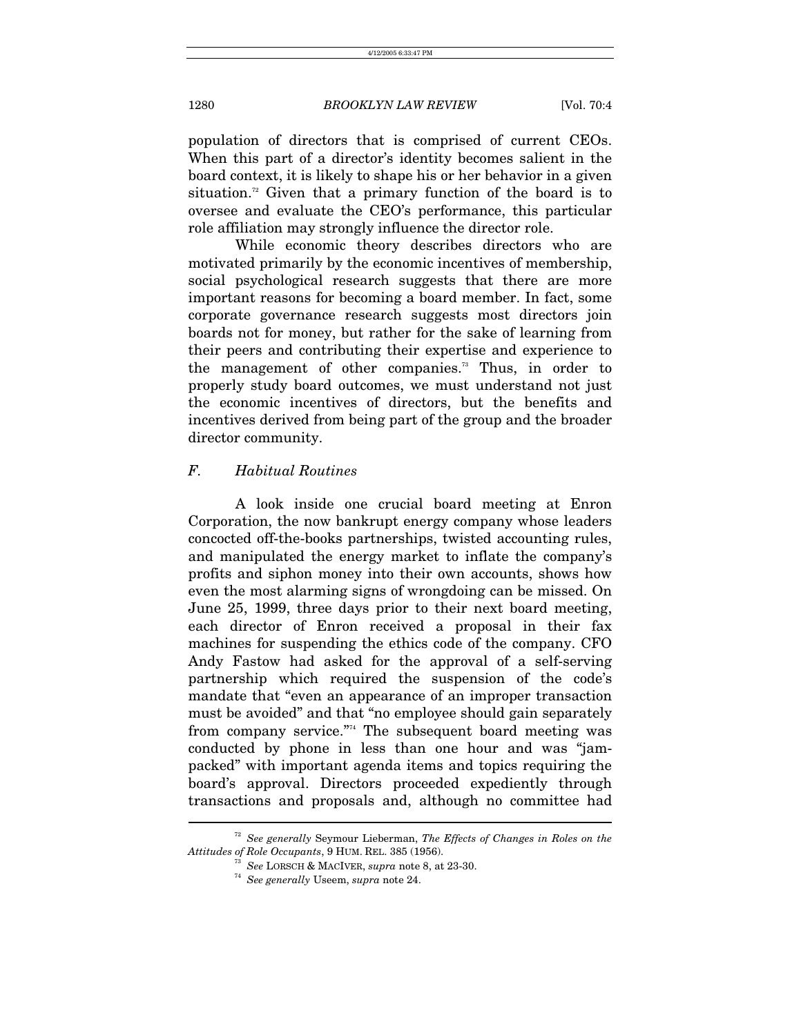population of directors that is comprised of current CEOs. When this part of a director's identity becomes salient in the board context, it is likely to shape his or her behavior in a given situation.[72] Given that a primary function of the board is to oversee and evaluate the CEO's performance, this particular role affiliation may strongly influence the director role.

While economic theory describes directors who are motivated primarily by the economic incentives of membership, social psychological research suggests that there are more important reasons for becoming a board member. In fact, some corporate governance research suggests most directors join boards not for money, but rather for the sake of learning from their peers and contributing their expertise and experience to the management of other companies.[73] Thus, in order to properly study board outcomes, we must understand not just the economic incentives of directors, but the benefits and incentives derived from being part of the group and the broader director community.

### *F. Habitual Routines*

A look inside one crucial board meeting at Enron Corporation, the now bankrupt energy company whose leaders concocted off-the-books partnerships, twisted accounting rules, and manipulated the energy market to inflate the company's profits and siphon money into their own accounts, shows how even the most alarming signs of wrongdoing can be missed. On June 25, 1999, three days prior to their next board meeting, each director of Enron received a proposal in their fax machines for suspending the ethics code of the company. CFO Andy Fastow had asked for the approval of a self-serving partnership which required the suspension of the code's mandate that "even an appearance of an improper transaction must be avoided" and that "no employee should gain separately from company service."[74] The subsequent board meeting was conducted by phone in less than one hour and was "jam-packed" with important agenda items and topics requiring the board's approval. Directors proceeded expediently through transactions and proposals and, although no committee had

---

[72] *See generally* Seymour Lieberman, *The Effects of Changes in Roles on the Attitudes of Role Occupants*, 9 HUM. REL. 385 (1956).

[73] *See* LORSCH & MACIVER, *supra* note 8, at 23-30.

[74] *See generally* Useem, *supra* note 24.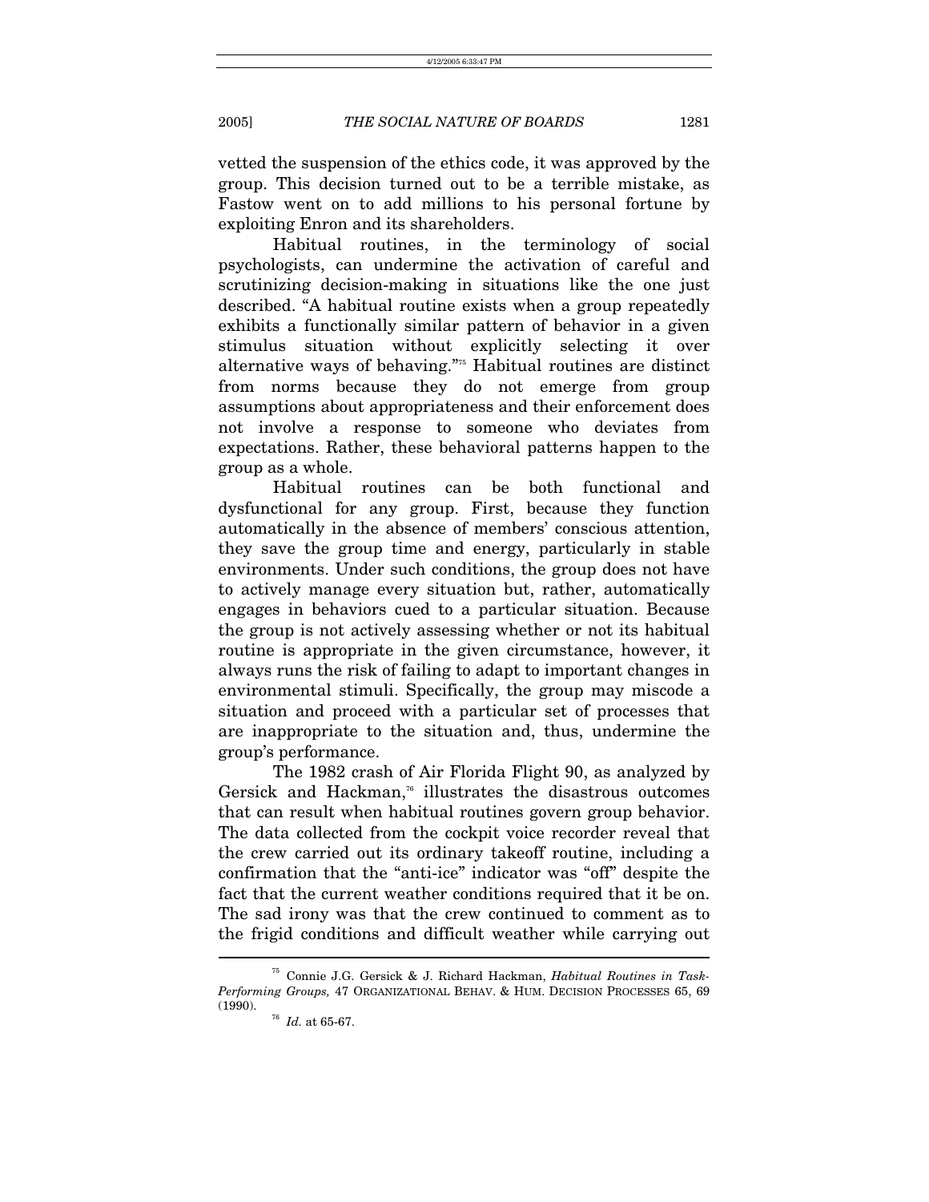vetted the suspension of the ethics code, it was approved by the group. This decision turned out to be a terrible mistake, as Fastow went on to add millions to his personal fortune by exploiting Enron and its shareholders.

Habitual routines, in the terminology of social psychologists, can undermine the activation of careful and scrutinizing decision-making in situations like the one just described. "A habitual routine exists when a group repeatedly exhibits a functionally similar pattern of behavior in a given stimulus situation without explicitly selecting it over alternative ways of behaving."[75] Habitual routines are distinct from norms because they do not emerge from group assumptions about appropriateness and their enforcement does not involve a response to someone who deviates from expectations. Rather, these behavioral patterns happen to the group as a whole.

Habitual routines can be both functional and dysfunctional for any group. First, because they function automatically in the absence of members' conscious attention, they save the group time and energy, particularly in stable environments. Under such conditions, the group does not have to actively manage every situation but, rather, automatically engages in behaviors cued to a particular situation. Because the group is not actively assessing whether or not its habitual routine is appropriate in the given circumstance, however, it always runs the risk of failing to adapt to important changes in environmental stimuli. Specifically, the group may miscode a situation and proceed with a particular set of processes that are inappropriate to the situation and, thus, undermine the group's performance.

The 1982 crash of Air Florida Flight 90, as analyzed by Gersick and Hackman,[76] illustrates the disastrous outcomes that can result when habitual routines govern group behavior. The data collected from the cockpit voice recorder reveal that the crew carried out its ordinary takeoff routine, including a confirmation that the "anti-ice" indicator was "off" despite the fact that the current weather conditions required that it be on. The sad irony was that the crew continued to comment as to the frigid conditions and difficult weather while carrying out

---

[75] Connie J.G. Gersick & J. Richard Hackman, *Habitual Routines in Task-Performing Groups,* 47 ORGANIZATIONAL BEHAV. & HUM. DECISION PROCESSES 65, 69 (1990).

[76] *Id.* at 65-67.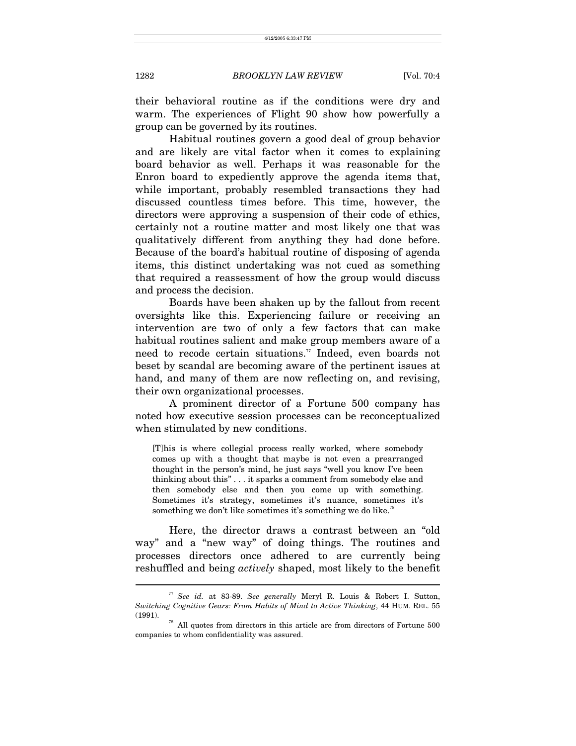their behavioral routine as if the conditions were dry and warm. The experiences of Flight 90 show how powerfully a group can be governed by its routines.

Habitual routines govern a good deal of group behavior and are likely are vital factor when it comes to explaining board behavior as well. Perhaps it was reasonable for the Enron board to expediently approve the agenda items that, while important, probably resembled transactions they had discussed countless times before. This time, however, the directors were approving a suspension of their code of ethics, certainly not a routine matter and most likely one that was qualitatively different from anything they had done before. Because of the board's habitual routine of disposing of agenda items, this distinct undertaking was not cued as something that required a reassessment of how the group would discuss and process the decision.

Boards have been shaken up by the fallout from recent oversights like this. Experiencing failure or receiving an intervention are two of only a few factors that can make habitual routines salient and make group members aware of a need to recode certain situations.[77] Indeed, even boards not beset by scandal are becoming aware of the pertinent issues at hand, and many of them are now reflecting on, and revising, their own organizational processes.

A prominent director of a Fortune 500 company has noted how executive session processes can be reconceptualized when stimulated by new conditions.

> [T]his is where collegial process really worked, where somebody comes up with a thought that maybe is not even a prearranged thought in the person's mind, he just says "well you know I've been thinking about this" . . . it sparks a comment from somebody else and then somebody else and then you come up with something. Sometimes it's strategy, sometimes it's nuance, sometimes it's something we don't like sometimes it's something we do like.[78]

Here, the director draws a contrast between an "old way" and a "new way" of doing things. The routines and processes directors once adhered to are currently being reshuffled and being *actively* shaped, most likely to the benefit

---

[77] *See id.* at 83-89. *See generally* Meryl R. Louis & Robert I. Sutton, *Switching Cognitive Gears: From Habits of Mind to Active Thinking*, 44 HUM. REL. 55 (1991).

[78] All quotes from directors in this article are from directors of Fortune 500 companies to whom confidentiality was assured.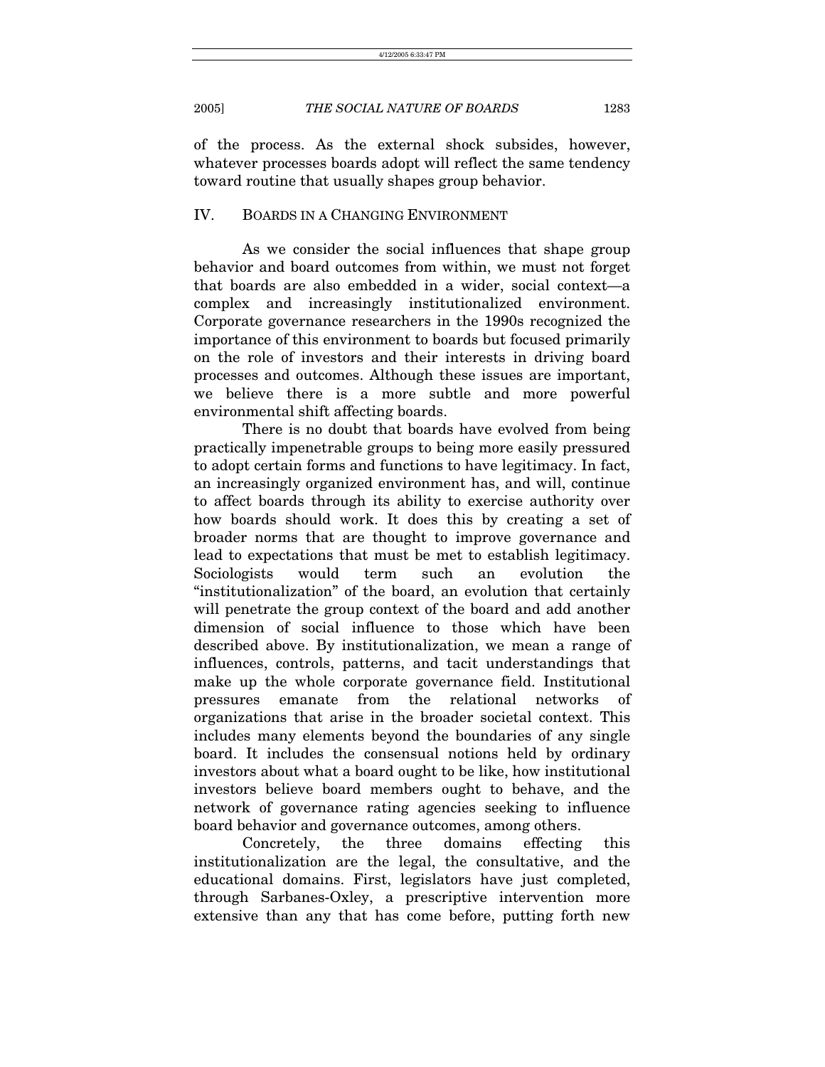of the process. As the external shock subsides, however, whatever processes boards adopt will reflect the same tendency toward routine that usually shapes group behavior.

## IV. BOARDS IN A CHANGING ENVIRONMENT

As we consider the social influences that shape group behavior and board outcomes from within, we must not forget that boards are also embedded in a wider, social context—a complex and increasingly institutionalized environment. Corporate governance researchers in the 1990s recognized the importance of this environment to boards but focused primarily on the role of investors and their interests in driving board processes and outcomes. Although these issues are important, we believe there is a more subtle and more powerful environmental shift affecting boards.

There is no doubt that boards have evolved from being practically impenetrable groups to being more easily pressured to adopt certain forms and functions to have legitimacy. In fact, an increasingly organized environment has, and will, continue to affect boards through its ability to exercise authority over how boards should work. It does this by creating a set of broader norms that are thought to improve governance and lead to expectations that must be met to establish legitimacy. Sociologists would term such an evolution the "institutionalization" of the board, an evolution that certainly will penetrate the group context of the board and add another dimension of social influence to those which have been described above. By institutionalization, we mean a range of influences, controls, patterns, and tacit understandings that make up the whole corporate governance field. Institutional pressures emanate from the relational networks of organizations that arise in the broader societal context. This includes many elements beyond the boundaries of any single board. It includes the consensual notions held by ordinary investors about what a board ought to be like, how institutional investors believe board members ought to behave, and the network of governance rating agencies seeking to influence board behavior and governance outcomes, among others.

Concretely, the three domains effecting this institutionalization are the legal, the consultative, and the educational domains. First, legislators have just completed, through Sarbanes-Oxley, a prescriptive intervention more extensive than any that has come before, putting forth new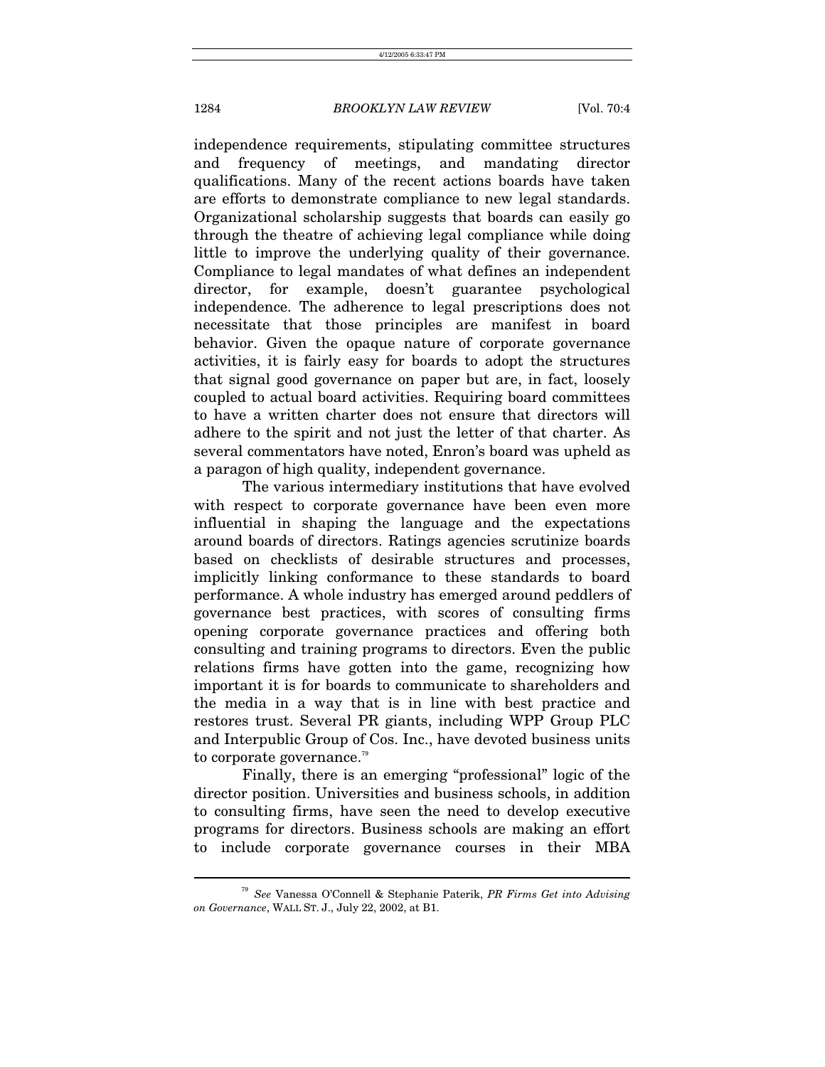independence requirements, stipulating committee structures and frequency of meetings, and mandating director qualifications. Many of the recent actions boards have taken are efforts to demonstrate compliance to new legal standards. Organizational scholarship suggests that boards can easily go through the theatre of achieving legal compliance while doing little to improve the underlying quality of their governance. Compliance to legal mandates of what defines an independent director, for example, doesn't guarantee psychological independence. The adherence to legal prescriptions does not necessitate that those principles are manifest in board behavior. Given the opaque nature of corporate governance activities, it is fairly easy for boards to adopt the structures that signal good governance on paper but are, in fact, loosely coupled to actual board activities. Requiring board committees to have a written charter does not ensure that directors will adhere to the spirit and not just the letter of that charter. As several commentators have noted, Enron's board was upheld as a paragon of high quality, independent governance.

The various intermediary institutions that have evolved with respect to corporate governance have been even more influential in shaping the language and the expectations around boards of directors. Ratings agencies scrutinize boards based on checklists of desirable structures and processes, implicitly linking conformance to these standards to board performance. A whole industry has emerged around peddlers of governance best practices, with scores of consulting firms opening corporate governance practices and offering both consulting and training programs to directors. Even the public relations firms have gotten into the game, recognizing how important it is for boards to communicate to shareholders and the media in a way that is in line with best practice and restores trust. Several PR giants, including WPP Group PLC and Interpublic Group of Cos. Inc., have devoted business units to corporate governance.[79]

Finally, there is an emerging "professional" logic of the director position. Universities and business schools, in addition to consulting firms, have seen the need to develop executive programs for directors. Business schools are making an effort to include corporate governance courses in their MBA

---

[79] *See* Vanessa O'Connell & Stephanie Paterik, *PR Firms Get into Advising on Governance*, WALL ST. J., July 22, 2002, at B1.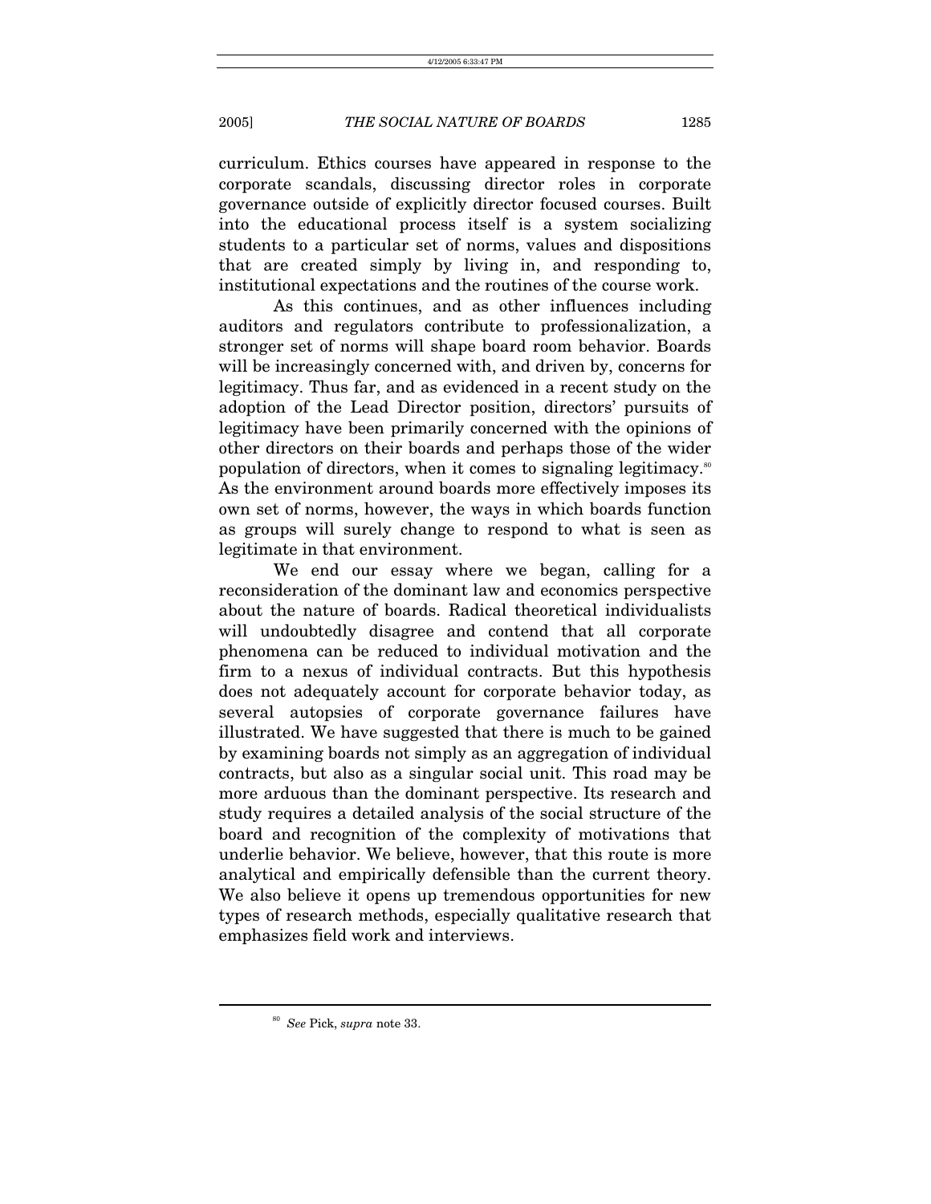curriculum. Ethics courses have appeared in response to the corporate scandals, discussing director roles in corporate governance outside of explicitly director focused courses. Built into the educational process itself is a system socializing students to a particular set of norms, values and dispositions that are created simply by living in, and responding to, institutional expectations and the routines of the course work.

As this continues, and as other influences including auditors and regulators contribute to professionalization, a stronger set of norms will shape board room behavior. Boards will be increasingly concerned with, and driven by, concerns for legitimacy. Thus far, and as evidenced in a recent study on the adoption of the Lead Director position, directors' pursuits of legitimacy have been primarily concerned with the opinions of other directors on their boards and perhaps those of the wider population of directors, when it comes to signaling legitimacy.[80] As the environment around boards more effectively imposes its own set of norms, however, the ways in which boards function as groups will surely change to respond to what is seen as legitimate in that environment.

We end our essay where we began, calling for a reconsideration of the dominant law and economics perspective about the nature of boards. Radical theoretical individualists will undoubtedly disagree and contend that all corporate phenomena can be reduced to individual motivation and the firm to a nexus of individual contracts. But this hypothesis does not adequately account for corporate behavior today, as several autopsies of corporate governance failures have illustrated. We have suggested that there is much to be gained by examining boards not simply as an aggregation of individual contracts, but also as a singular social unit. This road may be more arduous than the dominant perspective. Its research and study requires a detailed analysis of the social structure of the board and recognition of the complexity of motivations that underlie behavior. We believe, however, that this route is more analytical and empirically defensible than the current theory. We also believe it opens up tremendous opportunities for new types of research methods, especially qualitative research that emphasizes field work and interviews.

---

[80] *See* Pick, *supra* note 33.